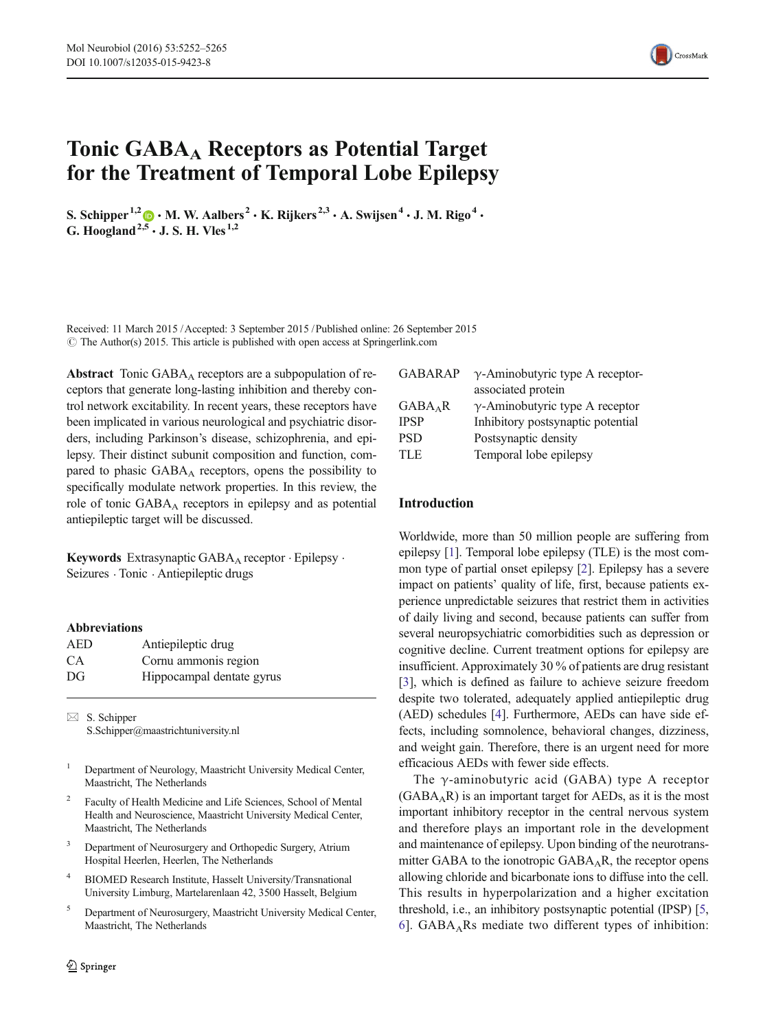# Tonic $GABA_A$ Receptors as Potential Target for the Treatment of Temporal Lobe Epilepsy

S. Schipper[1,2] · M. W. Aalbers[2] · K. Rijkers[2,3] · A. Swijsen[4] · J. M. Rigo[4] · G. Hoogland[2,5] · J. S. H. Vles[1,2]

Received: 11 March 2015 / Accepted: 3 September 2015 / Published online: 26 September 2015
© The Author(s) 2015. This article is published with open access at Springerlink.com

**Abstract** Tonic $GABA_A$ receptors are a subpopulation of receptors that generate long-lasting inhibition and thereby control network excitability. In recent years, these receptors have been implicated in various neurological and psychiatric disorders, including Parkinson's disease, schizophrenia, and epilepsy. Their distinct subunit composition and function, compared to phasic $GABA_A$ receptors, opens the possibility to specifically modulate network properties. In this review, the role of tonic $GABA_A$ receptors in epilepsy and as potential antiepileptic target will be discussed.

**Keywords** Extrasynaptic $GABA_A$ receptor · Epilepsy · Seizures · Tonic · Antiepileptic drugs

**Abbreviations**

| | |
|---|---|
| AED | Antiepileptic drug |
| CA | Cornu ammonis region |
| DG | Hippocampal dentate gyrus |
| GABARAP | γ-Aminobutyric type A receptor-associated protein |
| $GABA_AR$ | γ-Aminobutyric type A receptor |
| IPSP | Inhibitory postsynaptic potential |
| PSD | Postsynaptic density |
| TLE | Temporal lobe epilepsy |

✉ S. Schipper
S.Schipper@maastrichtuniversity.nl

1 Department of Neurology, Maastricht University Medical Center, Maastricht, The Netherlands

2 Faculty of Health Medicine and Life Sciences, School of Mental Health and Neuroscience, Maastricht University Medical Center, Maastricht, The Netherlands

3 Department of Neurosurgery and Orthopedic Surgery, Atrium Hospital Heerlen, Heerlen, The Netherlands

4 BIOMED Research Institute, Hasselt University/Transnational University Limburg, Martelarenlaan 42, 3500 Hasselt, Belgium

5 Department of Neurosurgery, Maastricht University Medical Center, Maastricht, The Netherlands

## Introduction

Worldwide, more than 50 million people are suffering from epilepsy [1]. Temporal lobe epilepsy (TLE) is the most common type of partial onset epilepsy [2]. Epilepsy has a severe impact on patients' quality of life, first, because patients experience unpredictable seizures that restrict them in activities of daily living and second, because patients can suffer from several neuropsychiatric comorbidities such as depression or cognitive decline. Current treatment options for epilepsy are insufficient. Approximately 30 % of patients are drug resistant [3], which is defined as failure to achieve seizure freedom despite two tolerated, adequately applied antiepileptic drug (AED) schedules [4]. Furthermore, AEDs can have side effects, including somnolence, behavioral changes, dizziness, and weight gain. Therefore, there is an urgent need for more efficacious AEDs with fewer side effects.

The γ-aminobutyric acid (GABA) type A receptor ($GABA_AR$) is an important target for AEDs, as it is the most important inhibitory receptor in the central nervous system and therefore plays an important role in the development and maintenance of epilepsy. Upon binding of the neurotransmitter GABA to the ionotropic $GABA_AR$, the receptor opens allowing chloride and bicarbonate ions to diffuse into the cell. This results in hyperpolarization and a higher excitation threshold, i.e., an inhibitory postsynaptic potential (IPSP) [5, 6]. $GABA_AR$s mediate two different types of inhibition: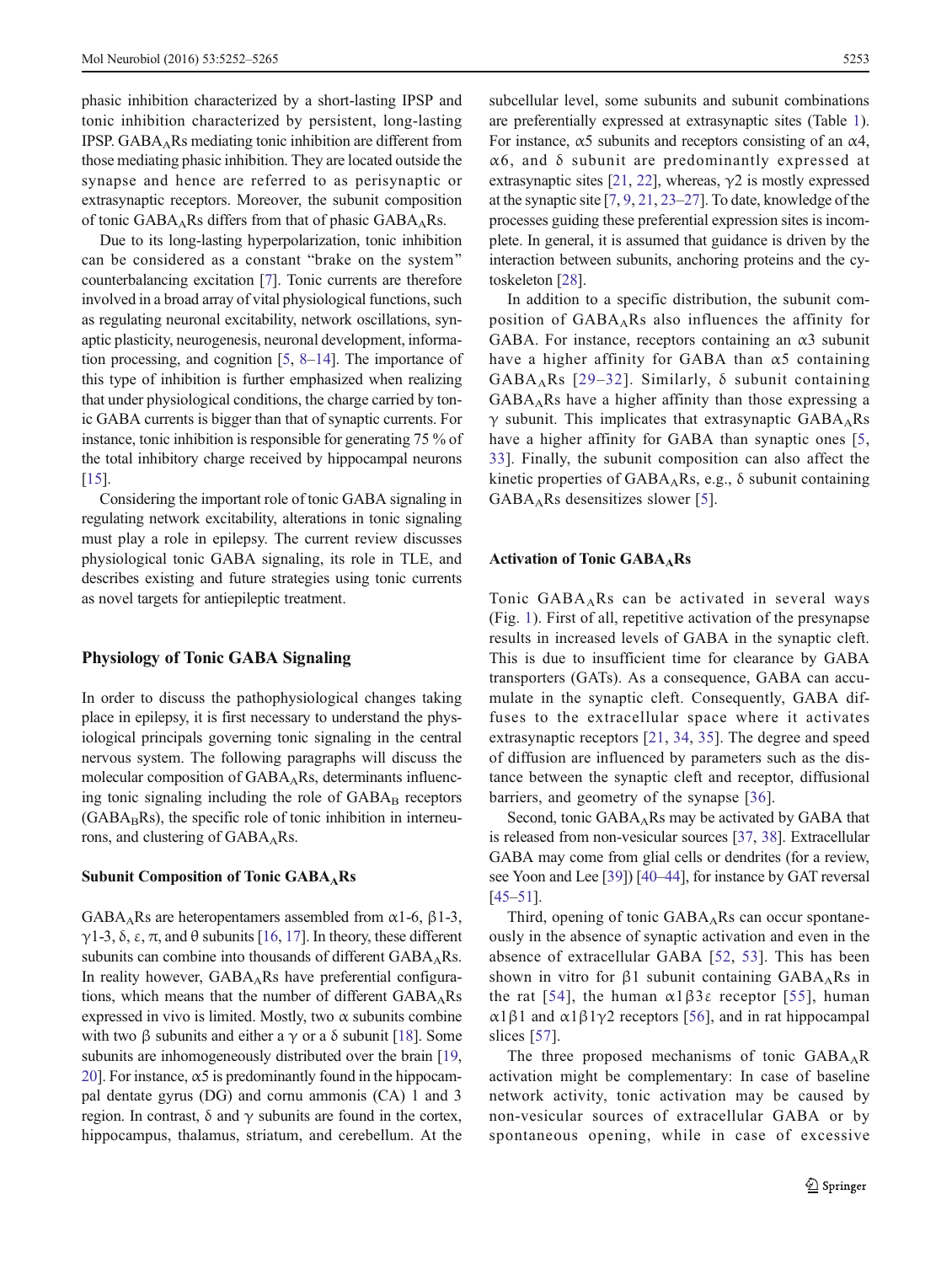phasic inhibition characterized by a short-lasting IPSP and tonic inhibition characterized by persistent, long-lasting IPSP. $GABA_A$Rs mediating tonic inhibition are different from those mediating phasic inhibition. They are located outside the synapse and hence are referred to as perisynaptic or extrasynaptic receptors. Moreover, the subunit composition of tonic $GABA_A$Rs differs from that of phasic $GABA_A$Rs.

Due to its long-lasting hyperpolarization, tonic inhibition can be considered as a constant "brake on the system" counterbalancing excitation [7]. Tonic currents are therefore involved in a broad array of vital physiological functions, such as regulating neuronal excitability, network oscillations, synaptic plasticity, neurogenesis, neuronal development, information processing, and cognition [5, 8–14]. The importance of this type of inhibition is further emphasized when realizing that under physiological conditions, the charge carried by tonic GABA currents is bigger than that of synaptic currents. For instance, tonic inhibition is responsible for generating 75 % of the total inhibitory charge received by hippocampal neurons [15].

Considering the important role of tonic GABA signaling in regulating network excitability, alterations in tonic signaling must play a role in epilepsy. The current review discusses physiological tonic GABA signaling, its role in TLE, and describes existing and future strategies using tonic currents as novel targets for antiepileptic treatment.

## Physiology of Tonic GABA Signaling

In order to discuss the pathophysiological changes taking place in epilepsy, it is first necessary to understand the physiological principals governing tonic signaling in the central nervous system. The following paragraphs will discuss the molecular composition of $GABA_A$Rs, determinants influencing tonic signaling including the role of $GABA_B$ receptors ($GABA_B$Rs), the specific role of tonic inhibition in interneurons, and clustering of $GABA_A$Rs.

### Subunit Composition of Tonic $GABA_A$Rs

$GABA_A$Rs are heteropentamers assembled from α1-6, β1-3, γ1-3, δ, ε, π, and θ subunits [16, 17]. In theory, these different subunits can combine into thousands of different $GABA_A$Rs. In reality however, $GABA_A$Rs have preferential configurations, which means that the number of different $GABA_A$Rs expressed in vivo is limited. Mostly, two α subunits combine with two β subunits and either a γ or a δ subunit [18]. Some subunits are inhomogeneously distributed over the brain [19, 20]. For instance, α5 is predominantly found in the hippocampal dentate gyrus (DG) and cornu ammonis (CA) 1 and 3 region. In contrast, δ and γ subunits are found in the cortex, hippocampus, thalamus, striatum, and cerebellum. At the subcellular level, some subunits and subunit combinations are preferentially expressed at extrasynaptic sites (Table 1). For instance, α5 subunits and receptors consisting of an α4, α6, and δ subunit are predominantly expressed at extrasynaptic sites [21, 22], whereas, γ2 is mostly expressed at the synaptic site [7, 9, 21, 23–27]. To date, knowledge of the processes guiding these preferential expression sites is incomplete. In general, it is assumed that guidance is driven by the interaction between subunits, anchoring proteins and the cytoskeleton [28].

In addition to a specific distribution, the subunit composition of $GABA_A$Rs also influences the affinity for GABA. For instance, receptors containing an α3 subunit have a higher affinity for GABA than α5 containing $GABA_A$Rs [29–32]. Similarly, δ subunit containing $GABA_A$Rs have a higher affinity than those expressing a γ subunit. This implicates that extrasynaptic $GABA_A$Rs have a higher affinity for GABA than synaptic ones [5, 33]. Finally, the subunit composition can also affect the kinetic properties of $GABA_A$Rs, e.g., δ subunit containing $GABA_A$Rs desensitizes slower [5].

### Activation of Tonic $GABA_A$Rs

Tonic $GABA_A$Rs can be activated in several ways (Fig. 1). First of all, repetitive activation of the presynapse results in increased levels of GABA in the synaptic cleft. This is due to insufficient time for clearance by GABA transporters (GATs). As a consequence, GABA can accumulate in the synaptic cleft. Consequently, GABA diffuses to the extracellular space where it activates extrasynaptic receptors [21, 34, 35]. The degree and speed of diffusion are influenced by parameters such as the distance between the synaptic cleft and receptor, diffusional barriers, and geometry of the synapse [36].

Second, tonic $GABA_A$Rs may be activated by GABA that is released from non-vesicular sources [37, 38]. Extracellular GABA may come from glial cells or dendrites (for a review, see Yoon and Lee [39]) [40–44], for instance by GAT reversal [45–51].

Third, opening of tonic $GABA_A$Rs can occur spontaneously in the absence of synaptic activation and even in the absence of extracellular GABA [52, 53]. This has been shown in vitro for β1 subunit containing $GABA_A$Rs in the rat [54], the human α1β3ε receptor [55], human α1β1 and α1β1γ2 receptors [56], and in rat hippocampal slices [57].

The three proposed mechanisms of tonic $GABA_A$R activation might be complementary: In case of baseline network activity, tonic activation may be caused by non-vesicular sources of extracellular GABA or by spontaneous opening, while in case of excessive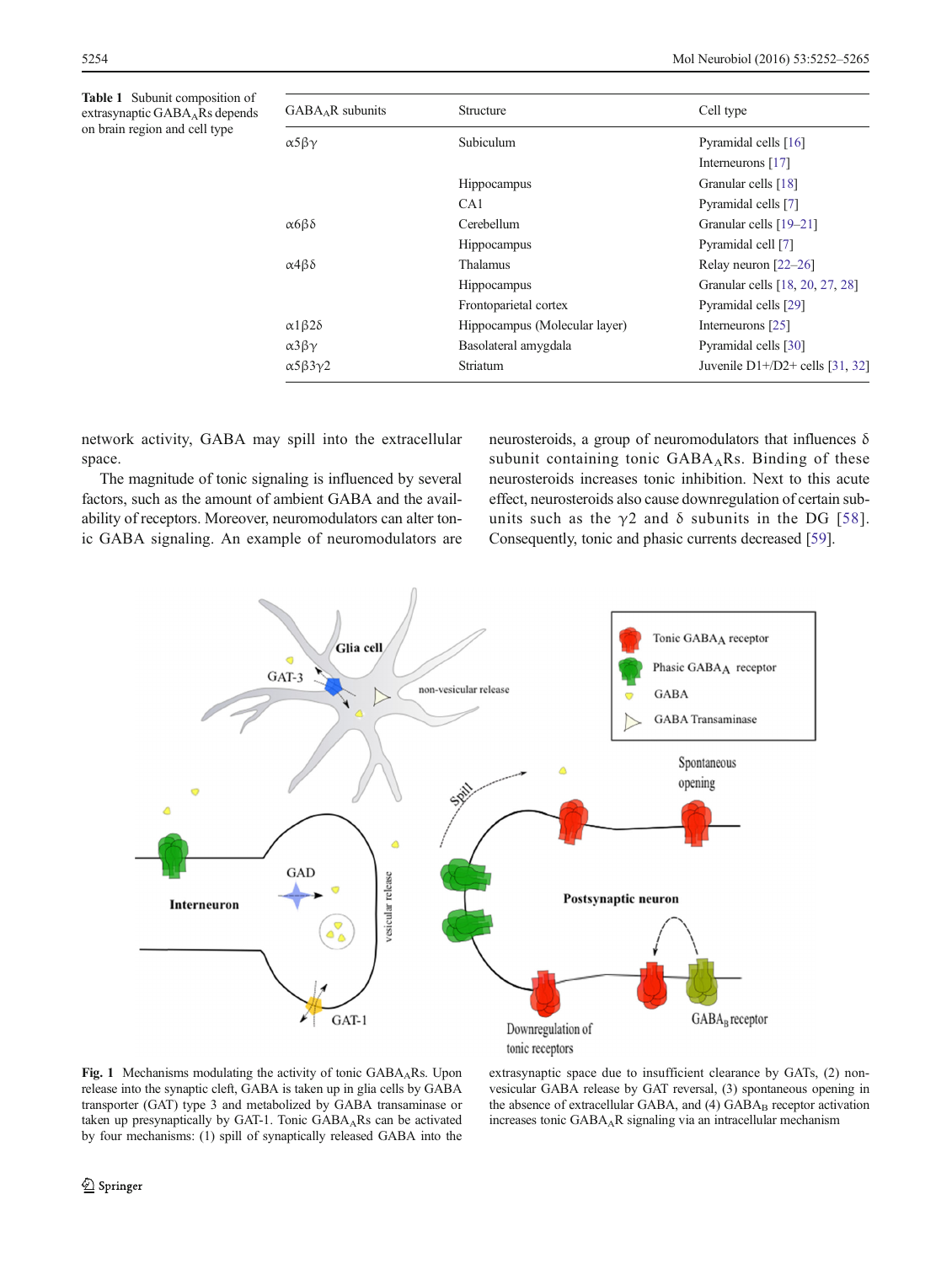**Table 1** Subunit composition of extrasynaptic $GABA_ARs$ depends on brain region and cell type

| $GABA_AR$ subunits | Structure | Cell type |
|---|---|---|
| α5βγ | Subiculum | Pyramidal cells [16] |
| | | Interneurons [17] |
| | Hippocampus | Granular cells [18] |
| | CA1 | Pyramidal cells [7] |
| α6βδ | Cerebellum | Granular cells [19–21] |
| | Hippocampus | Pyramidal cell [7] |
| α4βδ | Thalamus | Relay neuron [22–26] |
| | Hippocampus | Granular cells [18, 20, 27, 28] |
| | Frontoparietal cortex | Pyramidal cells [29] |
| α1β2δ | Hippocampus (Molecular layer) | Interneurons [25] |
| α3βγ | Basolateral amygdala | Pyramidal cells [30] |
| α5β3γ2 | Striatum | Juvenile D1+/D2+ cells [31, 32] |

network activity, GABA may spill into the extracellular space.

The magnitude of tonic signaling is influenced by several factors, such as the amount of ambient GABA and the availability of receptors. Moreover, neuromodulators can alter tonic GABA signaling. An example of neuromodulators are neurosteroids, a group of neuromodulators that influences δ subunit containing tonic $GABA_ARs$. Binding of these neurosteroids increases tonic inhibition. Next to this acute effect, neurosteroids also cause downregulation of certain subunits such as the γ2 and δ subunits in the DG [58]. Consequently, tonic and phasic currents decreased [59].

**Fig. 1** Mechanisms modulating the activity of tonic $GABA_ARs$. Upon release into the synaptic cleft, GABA is taken up in glia cells by GABA transporter (GAT) type 3 and metabolized by GABA transaminase or taken up presynaptically by GAT-1. Tonic $GABA_ARs$ can be activated by four mechanisms: (1) spill of synaptically released GABA into the extrasynaptic space due to insufficient clearance by GATs, (2) non-vesicular GABA release by GAT reversal, (3) spontaneous opening in the absence of extracellular GABA, and (4) $GABA_B$ receptor activation increases tonic $GABA_AR$ signaling via an intracellular mechanism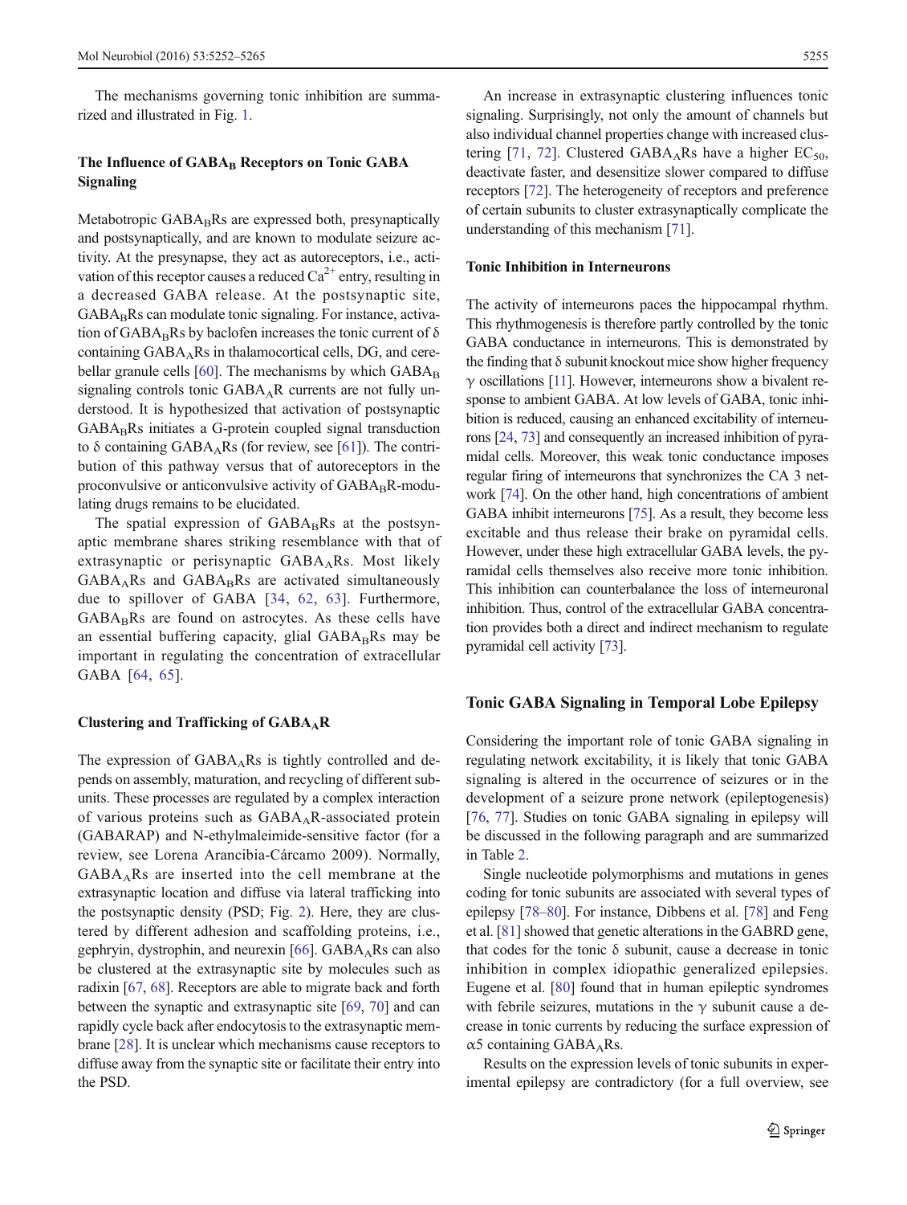The mechanisms governing tonic inhibition are summarized and illustrated in Fig. 1.

### The Influence of $GABA_B$ Receptors on Tonic GABA Signaling

Metabotropic $GABA_B$Rs are expressed both, presynaptically and postsynaptically, and are known to modulate seizure activity. At the presynapse, they act as autoreceptors, i.e., activation of this receptor causes a reduced $Ca^{2+}$ entry, resulting in a decreased GABA release. At the postsynaptic site, $GABA_B$Rs can modulate tonic signaling. For instance, activation of $GABA_B$Rs by baclofen increases the tonic current of δ containing $GABA_A$Rs in thalamocortical cells, DG, and cerebellar granule cells [60]. The mechanisms by which $GABA_B$ signaling controls tonic $GABA_A$R currents are not fully understood. It is hypothesized that activation of postsynaptic $GABA_B$Rs initiates a G-protein coupled signal transduction to δ containing $GABA_A$Rs (for review, see [61]). The contribution of this pathway versus that of autoreceptors in the proconvulsive or anticonvulsive activity of $GABA_B$R-modulating drugs remains to be elucidated.

The spatial expression of $GABA_B$Rs at the postsynaptic membrane shares striking resemblance with that of extrasynaptic or perisynaptic $GABA_A$Rs. Most likely $GABA_A$Rs and $GABA_B$Rs are activated simultaneously due to spillover of GABA [34, 62, 63]. Furthermore, $GABA_B$Rs are found on astrocytes. As these cells have an essential buffering capacity, glial $GABA_B$Rs may be important in regulating the concentration of extracellular GABA [64, 65].

### Clustering and Trafficking of $GABA_A$R

The expression of $GABA_A$Rs is tightly controlled and depends on assembly, maturation, and recycling of different subunits. These processes are regulated by a complex interaction of various proteins such as $GABA_A$R-associated protein (GABARAP) and N-ethylmaleimide-sensitive factor (for a review, see Lorena Arancibia-Cárcamo 2009). Normally, $GABA_A$Rs are inserted into the cell membrane at the extrasynaptic location and diffuse via lateral trafficking into the postsynaptic density (PSD; Fig. 2). Here, they are clustered by different adhesion and scaffolding proteins, i.e., gephyrin, dystrophin, and neurexin [66]. $GABA_A$Rs can also be clustered at the extrasynaptic site by molecules such as radixin [67, 68]. Receptors are able to migrate back and forth between the synaptic and extrasynaptic site [69, 70] and can rapidly cycle back after endocytosis to the extrasynaptic membrane [28]. It is unclear which mechanisms cause receptors to diffuse away from the synaptic site or facilitate their entry into the PSD.

An increase in extrasynaptic clustering influences tonic signaling. Surprisingly, not only the amount of channels but also individual channel properties change with increased clustering [71, 72]. Clustered $GABA_A$Rs have a higher $EC_{50}$, deactivate faster, and desensitize slower compared to diffuse receptors [72]. The heterogeneity of receptors and preference of certain subunits to cluster extrasynaptically complicate the understanding of this mechanism [71].

### Tonic Inhibition in Interneurons

The activity of interneurons paces the hippocampal rhythm. This rhythmogenesis is therefore partly controlled by the tonic GABA conductance in interneurons. This is demonstrated by the finding that δ subunit knockout mice show higher frequency γ oscillations [11]. However, interneurons show a bivalent response to ambient GABA. At low levels of GABA, tonic inhibition is reduced, causing an enhanced excitability of interneurons [24, 73] and consequently an increased inhibition of pyramidal cells. Moreover, this weak tonic conductance imposes regular firing of interneurons that synchronizes the CA 3 network [74]. On the other hand, high concentrations of ambient GABA inhibit interneurons [75]. As a result, they become less excitable and thus release their brake on pyramidal cells. However, under these high extracellular GABA levels, the pyramidal cells themselves also receive more tonic inhibition. This inhibition can counterbalance the loss of interneuronal inhibition. Thus, control of the extracellular GABA concentration provides both a direct and indirect mechanism to regulate pyramidal cell activity [73].

## Tonic GABA Signaling in Temporal Lobe Epilepsy

Considering the important role of tonic GABA signaling in regulating network excitability, it is likely that tonic GABA signaling is altered in the occurrence of seizures or in the development of a seizure prone network (epileptogenesis) [76, 77]. Studies on tonic GABA signaling in epilepsy will be discussed in the following paragraph and are summarized in Table 2.

Single nucleotide polymorphisms and mutations in genes coding for tonic subunits are associated with several types of epilepsy [78–80]. For instance, Dibbens et al. [78] and Feng et al. [81] showed that genetic alterations in the GABRD gene, that codes for the tonic δ subunit, cause a decrease in tonic inhibition in complex idiopathic generalized epilepsies. Eugene et al. [80] found that in human epileptic syndromes with febrile seizures, mutations in the γ subunit cause a decrease in tonic currents by reducing the surface expression of α5 containing $GABA_A$Rs.

Results on the expression levels of tonic subunits in experimental epilepsy are contradictory (for a full overview, see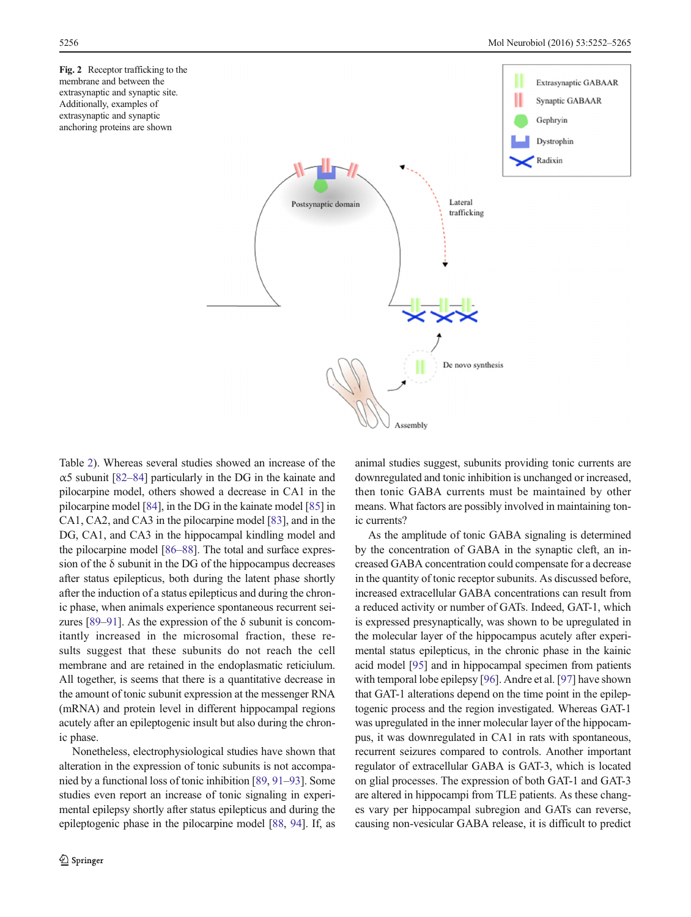**Fig. 2** Receptor trafficking to the membrane and between the extrasynaptic and synaptic site. Additionally, examples of extrasynaptic and synaptic anchoring proteins are shown

Table 2). Whereas several studies showed an increase of the α5 subunit [82–84] particularly in the DG in the kainate and pilocarpine model, others showed a decrease in CA1 in the pilocarpine model [84], in the DG in the kainate model [85] in CA1, CA2, and CA3 in the pilocarpine model [83], and in the DG, CA1, and CA3 in the hippocampal kindling model and the pilocarpine model [86–88]. The total and surface expression of the δ subunit in the DG of the hippocampus decreases after status epilepticus, both during the latent phase shortly after the induction of a status epilepticus and during the chronic phase, when animals experience spontaneous recurrent seizures [89–91]. As the expression of the δ subunit is concomitantly increased in the microsomal fraction, these results suggest that these subunits do not reach the cell membrane and are retained in the endoplasmatic reticiulum. All together, is seems that there is a quantitative decrease in the amount of tonic subunit expression at the messenger RNA (mRNA) and protein level in different hippocampal regions acutely after an epileptogenic insult but also during the chronic phase.

Nonetheless, electrophysiological studies have shown that alteration in the expression of tonic subunits is not accompanied by a functional loss of tonic inhibition [89, 91–93]. Some studies even report an increase of tonic signaling in experimental epilepsy shortly after status epilepticus and during the epileptogenic phase in the pilocarpine model [88, 94]. If, as animal studies suggest, subunits providing tonic currents are downregulated and tonic inhibition is unchanged or increased, then tonic GABA currents must be maintained by other means. What factors are possibly involved in maintaining tonic currents?

As the amplitude of tonic GABA signaling is determined by the concentration of GABA in the synaptic cleft, an increased GABA concentration could compensate for a decrease in the quantity of tonic receptor subunits. As discussed before, increased extracellular GABA concentrations can result from a reduced activity or number of GATs. Indeed, GAT-1, which is expressed presynaptically, was shown to be upregulated in the molecular layer of the hippocampus acutely after experimental status epilepticus, in the chronic phase in the kainic acid model [95] and in hippocampal specimen from patients with temporal lobe epilepsy [96]. Andre et al. [97] have shown that GAT-1 alterations depend on the time point in the epileptogenic process and the region investigated. Whereas GAT-1 was upregulated in the inner molecular layer of the hippocampus, it was downregulated in CA1 in rats with spontaneous, recurrent seizures compared to controls. Another important regulator of extracellular GABA is GAT-3, which is located on glial processes. The expression of both GAT-1 and GAT-3 are altered in hippocampi from TLE patients. As these changes vary per hippocampal subregion and GATs can reverse, causing non-vesicular GABA release, it is difficult to predict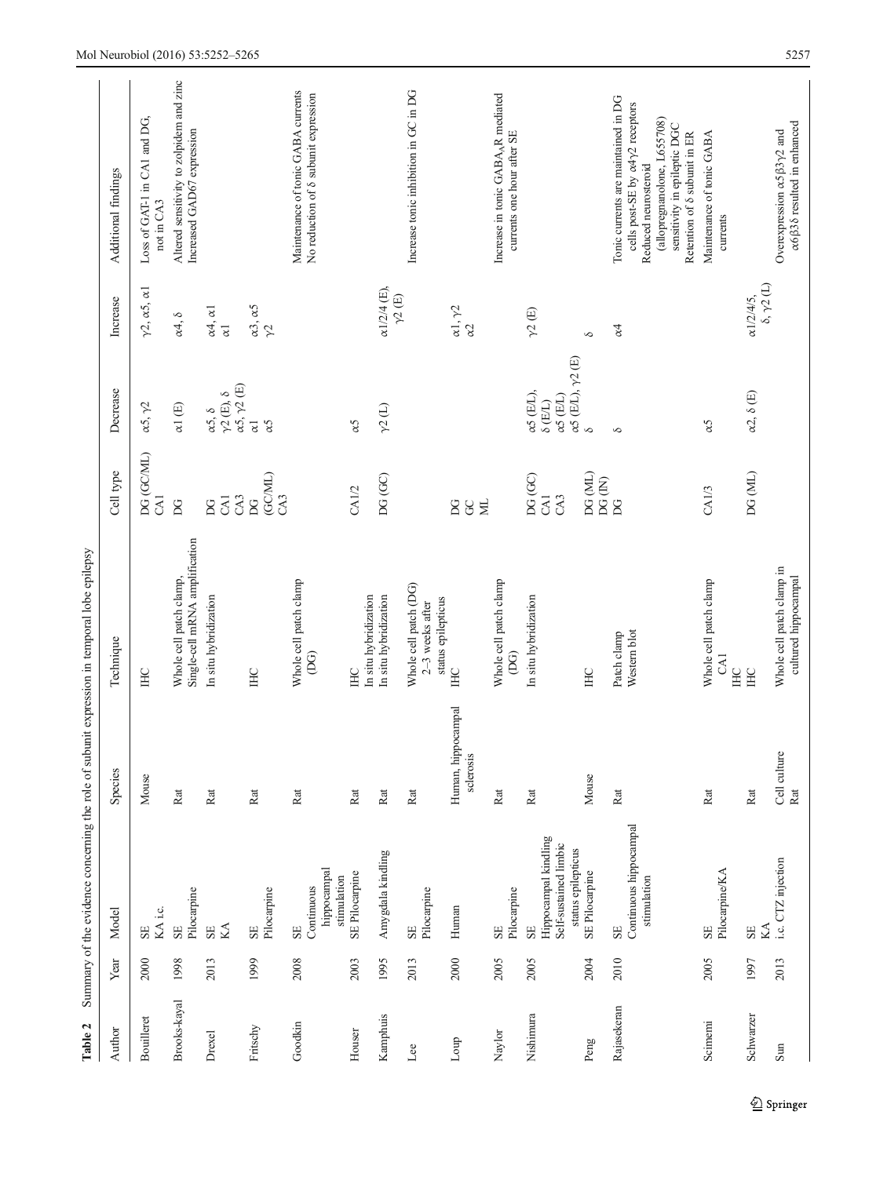**Table 2** Summary of the evidence concerning the role of subunit expression in temporal lobe epilepsy

| Author | Year | Model | Species | Technique | Cell type | Decrease | Increase | Additional findings |
|---|---|---|---|---|---|---|---|---|
| Bouilleret | 2000 | SE<br>KA i.c. | Mouse | IHC | DG (GC/ML)<br>CA1 | α5, γ2 | γ2, α5, α1 | Loss of GAT-1 in CA1 and DG, not in CA3 |
| Brooks-kayal | 1998 | SE<br>Pilocarpine | Rat | Whole cell patch clamp,<br>Single-cell mRNA amplification | DG | α1 (E) | α4, δ | Altered sensitivity to zolpidem and zinc |
| Drexel | 2013 | SE<br>KA | Rat | In situ hybridization | DG<br>CA1<br>CA3 | α5, δ<br>γ2 (E), δ<br>α5, γ2 (E) | α4, α1<br>α1 | Increased GAD67 expression |
| Fritschy | 1999 | SE<br>Pilocarpine | Rat | IHC | DG<br>(GC/ML)<br>CA3 | α1<br>α5 | α3, α5<br>γ2 | |
| Goodkin | 2008 | SE<br>Continuous hippocampal stimulation | Rat | Whole cell patch clamp (DG) | | | | Maintenance of tonic GABA currents<br>No reduction of δ subunit expression |
| Houser | 2003 | SE Pilocarpine | Rat | IHC | CA1/2 | α5 | | |
| Kamphuis | 1995 | Amygdala kindling | Rat | In situ hybridization | DG (GC) | γ2 (L) | α1/2/4 (E),<br>γ2 (E) | |
| Lee | 2013 | SE<br>Pilocarpine | Rat | Whole cell patch (DG)<br>2–3 weeks after status epilepticus | | | | Increase tonic inhibition in GC in DG |
| Loup | 2000 | Human | Human, hippocampal sclerosis | IHC | DG<br>GC<br>ML | | α1, γ2<br>α2 | |
| Naylor | 2005 | SE<br>Pilocarpine | Rat | Whole cell patch clamp (DG) | | | | Increase in tonic $GABA_AR$ mediated currents one hour after SE |
| Nishimura | 2005 | SE<br>Hippocampal kindling<br>Self-sustained limbic status epilepticus | Rat | In situ hybridization | DG (GC)<br>CA1<br>CA3 | α5 (E/L),<br>δ (E/L)<br>α5 (E/L)<br>α5 (E/L), γ2 (E) | γ2 (E) | |
| Peng | 2004 | SE Pilocarpine | Mouse | IHC | DG (ML)<br>DG (IN) | δ | δ | |
| Rajasekeran | 2010 | SE<br>Continuous hippocampal stimulation | Rat | Patch clamp<br>Western blot | DG | δ | α4 | Tonic currents are maintained in DG cells post-SE by α4γ2 receptors<br>Reduced neurosteroid (allopregnanolone, L655708) sensitivity in epileptic DGC<br>Retention of δ subunit in ER |
| Scimemi | 2005 | SE<br>Pilocarpine/KA | Rat | Whole cell patch clamp CA1<br>IHC | CA1/3 | α5 | | Maintenance of tonic GABA currents |
| Schwarzer | 1997 | SE<br>KA | Rat | IHC | DG (ML) | α2, δ (E) | α1/2/4/5,<br>δ, γ2 (L) | |
| Sun | 2013 | i.c. CTZ injection | Cell culture<br>Rat | Whole cell patch clamp in cultured hippocampal | | | | Overexpression α5β3γ2 and α6β3δ resulted in enhanced |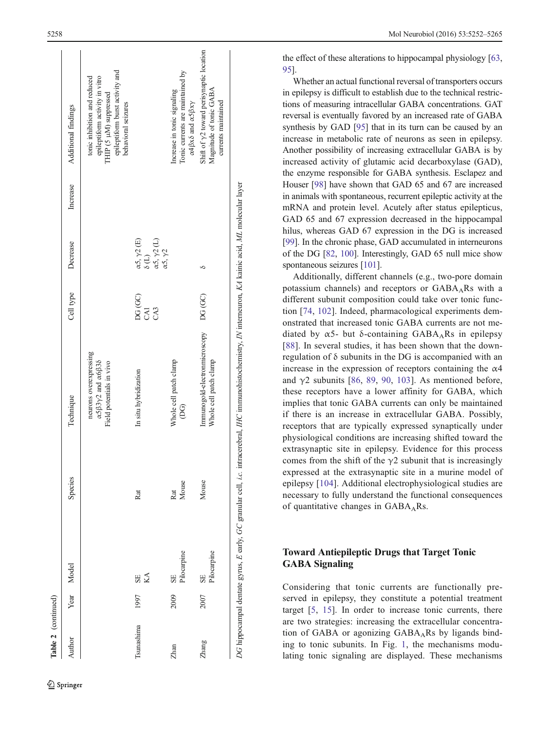Table 2 (continued)

| Author | Year | Model | Species | Technique | Cell type | Decrease | Increase | Additional findings |
|---|---|---|---|---|---|---|---|---|
| | | | | neurons overexpressing $\alpha5\beta3\gamma2$ and $\alpha6\beta3\delta$<br>Field potentials in vivo | | | | tonic inhibition and reduced epileptiform activity in vitro<br>THIP (5 μM) suppressed epileptiform burst activity and behavioral seizures |
| Tsunashima | 1997 | SE<br>KA | Rat | In situ hybridization | DG (GC)<br>CA1<br>CA3 | $\alpha5$, $\gamma2$ (E)<br>$\delta$ (L)<br>$\alpha5$, $\gamma2$ (L)<br>$\alpha5$, $\gamma2$ | | |
| Zhan | 2009 | SE<br>Pilocarpine | Rat<br>Mouse | Whole cell patch clamp (DG) | | | | Increase in tonic signaling<br>Tonic currents are maintained by $\alpha4\beta x\delta$ and $\alpha5\beta x\gamma$ |
| Zhang | 2007 | SE<br>Pilocarpine | Mouse | Immunogold-electronmicroscopy<br>Whole cell patch clamp | DG (GC) | $\delta$ | | Shift of $\gamma2$ toward perisynaptic location<br>Magnitude of tonic GABA currents maintained |

*DG* hippocampal dentate gyrus, *E* early, *GC* granular cell, *i.c.* intracerebral, *IHC* immunohistochemistry, *IN* interneuron, *KA* kainic acid, *ML* molecular layer

the effect of these alterations to hippocampal physiology [63, 95].

Whether an actual functional reversal of transporters occurs in epilepsy is difficult to establish due to the technical restrictions of measuring intracellular GABA concentrations. GAT reversal is eventually favored by an increased rate of GABA synthesis by GAD [95] that in its turn can be caused by an increase in metabolic rate of neurons as seen in epilepsy. Another possibility of increasing extracellular GABA is by increased activity of glutamic acid decarboxylase (GAD), the enzyme responsible for GABA synthesis. Esclapez and Houser [98] have shown that GAD 65 and 67 are increased in animals with spontaneous, recurrent epileptic activity at the mRNA and protein level. Acutely after status epilepticus, GAD 65 and 67 expression decreased in the hippocampal hilus, whereas GAD 67 expression in the DG is increased [99]. In the chronic phase, GAD accumulated in interneurons of the DG [82, 100]. Interestingly, GAD 65 null mice show spontaneous seizures [101].

Additionally, different channels (e.g., two-pore domain potassium channels) and receptors or $GABA_A$Rs with a different subunit composition could take over tonic function [74, 102]. Indeed, pharmacological experiments demonstrated that increased tonic GABA currents are not mediated by $\alpha5$- but $\delta$-containing $GABA_A$Rs in epilepsy [88]. In several studies, it has been shown that the downregulation of $\delta$ subunits in the DG is accompanied with an increase in the expression of receptors containing the $\alpha4$ and $\gamma2$ subunits [86, 89, 90, 103]. As mentioned before, these receptors have a lower affinity for GABA, which implies that tonic GABA currents can only be maintained if there is an increase in extracellular GABA. Possibly, receptors that are typically expressed synaptically under physiological conditions are increasing shifted toward the extrasynaptic site in epilepsy. Evidence for this process comes from the shift of the $\gamma2$ subunit that is increasingly expressed at the extrasynaptic site in a murine model of epilepsy [104]. Additional electrophysiological studies are necessary to fully understand the functional consequences of quantitative changes in $GABA_A$Rs.

## Toward Antiepileptic Drugs that Target Tonic GABA Signaling

Considering that tonic currents are functionally preserved in epilepsy, they constitute a potential treatment target [5, 15]. In order to increase tonic currents, there are two strategies: increasing the extracellular concentration of GABA or agonizing $GABA_A$Rs by ligands binding to tonic subunits. In Fig. 1, the mechanisms modulating tonic signaling are displayed. These mechanisms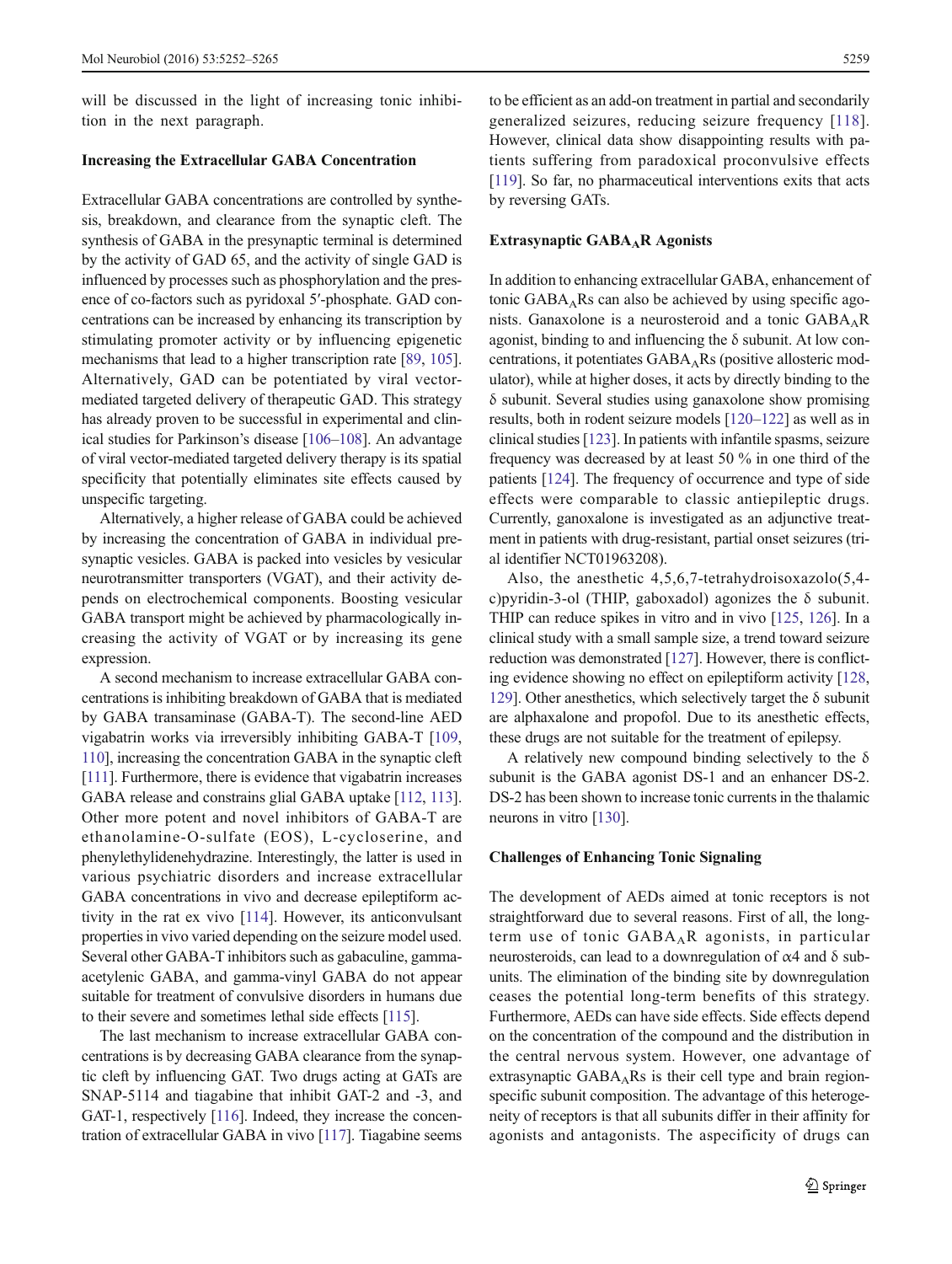will be discussed in the light of increasing tonic inhibition in the next paragraph.

### Increasing the Extracellular GABA Concentration

Extracellular GABA concentrations are controlled by synthesis, breakdown, and clearance from the synaptic cleft. The synthesis of GABA in the presynaptic terminal is determined by the activity of GAD 65, and the activity of single GAD is influenced by processes such as phosphorylation and the presence of co-factors such as pyridoxal 5′-phosphate. GAD concentrations can be increased by enhancing its transcription by stimulating promoter activity or by influencing epigenetic mechanisms that lead to a higher transcription rate [89, 105]. Alternatively, GAD can be potentiated by viral vector-mediated targeted delivery of therapeutic GAD. This strategy has already proven to be successful in experimental and clinical studies for Parkinson's disease [106–108]. An advantage of viral vector-mediated targeted delivery therapy is its spatial specificity that potentially eliminates site effects caused by unspecific targeting.

Alternatively, a higher release of GABA could be achieved by increasing the concentration of GABA in individual presynaptic vesicles. GABA is packed into vesicles by vesicular neurotransmitter transporters (VGAT), and their activity depends on electrochemical components. Boosting vesicular GABA transport might be achieved by pharmacologically increasing the activity of VGAT or by increasing its gene expression.

A second mechanism to increase extracellular GABA concentrations is inhibiting breakdown of GABA that is mediated by GABA transaminase (GABA-T). The second-line AED vigabatrin works via irreversibly inhibiting GABA-T [109, 110], increasing the concentration GABA in the synaptic cleft [111]. Furthermore, there is evidence that vigabatrin increases GABA release and constrains glial GABA uptake [112, 113]. Other more potent and novel inhibitors of GABA-T are ethanolamine-O-sulfate (EOS), L-cycloserine, and phenylethylidenehydrazine. Interestingly, the latter is used in various psychiatric disorders and increase extracellular GABA concentrations in vivo and decrease epileptiform activity in the rat ex vivo [114]. However, its anticonvulsant properties in vivo varied depending on the seizure model used. Several other GABA-T inhibitors such as gabaculine, gamma-acetylenic GABA, and gamma-vinyl GABA do not appear suitable for treatment of convulsive disorders in humans due to their severe and sometimes lethal side effects [115].

The last mechanism to increase extracellular GABA concentrations is by decreasing GABA clearance from the synaptic cleft by influencing GAT. Two drugs acting at GATs are SNAP-5114 and tiagabine that inhibit GAT-2 and -3, and GAT-1, respectively [116]. Indeed, they increase the concentration of extracellular GABA in vivo [117]. Tiagabine seems to be efficient as an add-on treatment in partial and secondarily generalized seizures, reducing seizure frequency [118]. However, clinical data show disappointing results with patients suffering from paradoxical proconvulsive effects [119]. So far, no pharmaceutical interventions exits that acts by reversing GATs.

### Extrasynaptic $GABA_A$R Agonists

In addition to enhancing extracellular GABA, enhancement of tonic $GABA_A$Rs can also be achieved by using specific agonists. Ganaxolone is a neurosteroid and a tonic $GABA_A$R agonist, binding to and influencing the δ subunit. At low concentrations, it potentiates $GABA_A$Rs (positive allosteric modulator), while at higher doses, it acts by directly binding to the δ subunit. Several studies using ganaxolone show promising results, both in rodent seizure models [120–122] as well as in clinical studies [123]. In patients with infantile spasms, seizure frequency was decreased by at least 50 % in one third of the patients [124]. The frequency of occurrence and type of side effects were comparable to classic antiepileptic drugs. Currently, ganoxolone is investigated as an adjunctive treatment in patients with drug-resistant, partial onset seizures (trial identifier NCT01963208).

Also, the anesthetic 4,5,6,7-tetrahydroisoxazolo(5,4-c)pyridin-3-ol (THIP, gaboxadol) agonizes the δ subunit. THIP can reduce spikes in vitro and in vivo [125, 126]. In a clinical study with a small sample size, a trend toward seizure reduction was demonstrated [127]. However, there is conflicting evidence showing no effect on epileptiform activity [128, 129]. Other anesthetics, which selectively target the δ subunit are alphaxalone and propofol. Due to its anesthetic effects, these drugs are not suitable for the treatment of epilepsy.

A relatively new compound binding selectively to the δ subunit is the GABA agonist DS-1 and an enhancer DS-2. DS-2 has been shown to increase tonic currents in the thalamic neurons in vitro [130].

### Challenges of Enhancing Tonic Signaling

The development of AEDs aimed at tonic receptors is not straightforward due to several reasons. First of all, the long-term use of tonic $GABA_A$R agonists, in particular neurosteroids, can lead to a downregulation of α4 and δ subunits. The elimination of the binding site by downregulation ceases the potential long-term benefits of this strategy. Furthermore, AEDs can have side effects. Side effects depend on the concentration of the compound and the distribution in the central nervous system. However, one advantage of extrasynaptic $GABA_A$Rs is their cell type and brain region-specific subunit composition. The advantage of this heterogeneity of receptors is that all subunits differ in their affinity for agonists and antagonists. The aspecificity of drugs can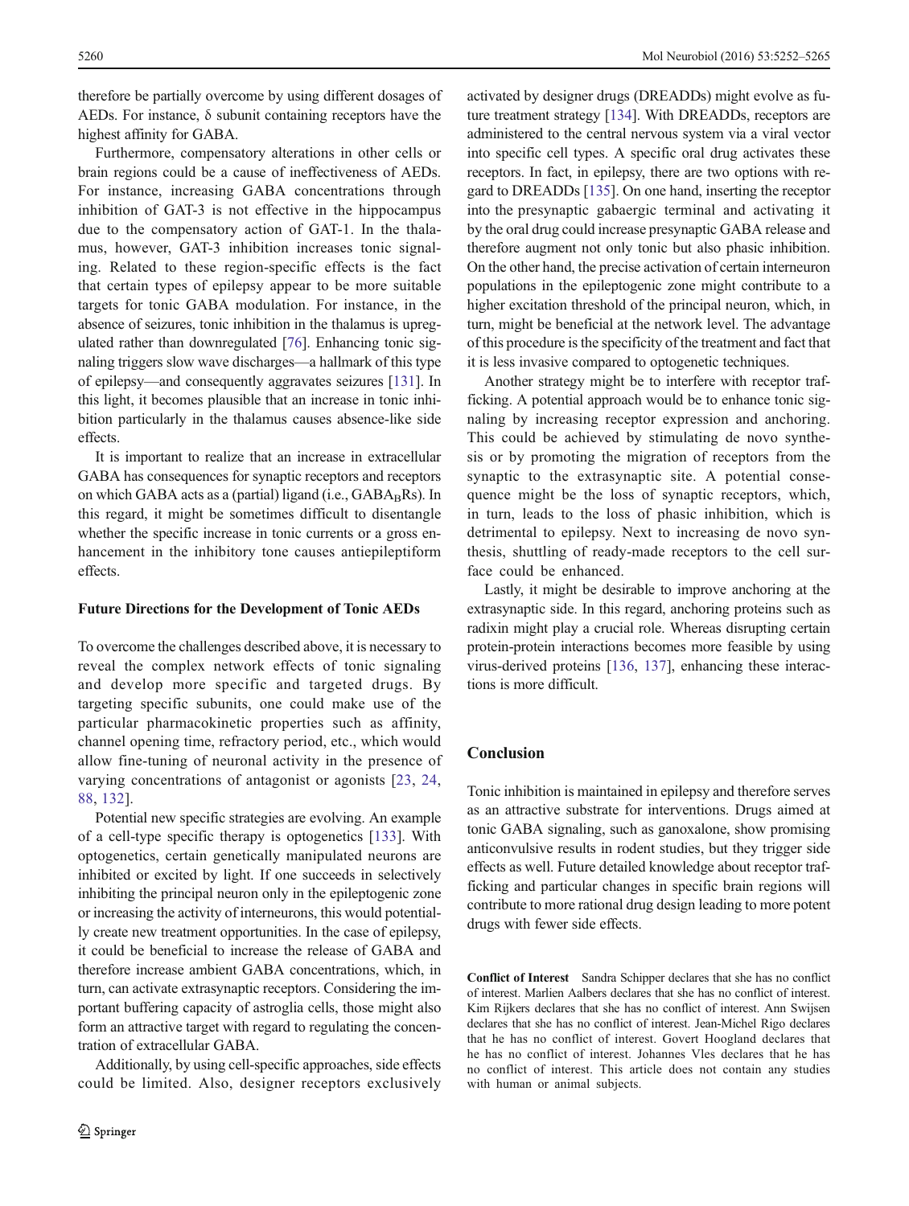therefore be partially overcome by using different dosages of AEDs. For instance, δ subunit containing receptors have the highest affinity for GABA.

Furthermore, compensatory alterations in other cells or brain regions could be a cause of ineffectiveness of AEDs. For instance, increasing GABA concentrations through inhibition of GAT-3 is not effective in the hippocampus due to the compensatory action of GAT-1. In the thalamus, however, GAT-3 inhibition increases tonic signaling. Related to these region-specific effects is the fact that certain types of epilepsy appear to be more suitable targets for tonic GABA modulation. For instance, in the absence of seizures, tonic inhibition in the thalamus is upregulated rather than downregulated [76]. Enhancing tonic signaling triggers slow wave discharges—a hallmark of this type of epilepsy—and consequently aggravates seizures [131]. In this light, it becomes plausible that an increase in tonic inhibition particularly in the thalamus causes absence-like side effects.

It is important to realize that an increase in extracellular GABA has consequences for synaptic receptors and receptors on which GABA acts as a (partial) ligand (i.e., $GABA_B$Rs). In this regard, it might be sometimes difficult to disentangle whether the specific increase in tonic currents or a gross enhancement in the inhibitory tone causes antiepileptiform effects.

### Future Directions for the Development of Tonic AEDs

To overcome the challenges described above, it is necessary to reveal the complex network effects of tonic signaling and develop more specific and targeted drugs. By targeting specific subunits, one could make use of the particular pharmacokinetic properties such as affinity, channel opening time, refractory period, etc., which would allow fine-tuning of neuronal activity in the presence of varying concentrations of antagonist or agonists [23, 24, 88, 132].

Potential new specific strategies are evolving. An example of a cell-type specific therapy is optogenetics [133]. With optogenetics, certain genetically manipulated neurons are inhibited or excited by light. If one succeeds in selectively inhibiting the principal neuron only in the epileptogenic zone or increasing the activity of interneurons, this would potentially create new treatment opportunities. In the case of epilepsy, it could be beneficial to increase the release of GABA and therefore increase ambient GABA concentrations, which, in turn, can activate extrasynaptic receptors. Considering the important buffering capacity of astroglia cells, those might also form an attractive target with regard to regulating the concentration of extracellular GABA.

Additionally, by using cell-specific approaches, side effects could be limited. Also, designer receptors exclusively activated by designer drugs (DREADDs) might evolve as future treatment strategy [134]. With DREADDs, receptors are administered to the central nervous system via a viral vector into specific cell types. A specific oral drug activates these receptors. In fact, in epilepsy, there are two options with regard to DREADDs [135]. On one hand, inserting the receptor into the presynaptic gabaergic terminal and activating it by the oral drug could increase presynaptic GABA release and therefore augment not only tonic but also phasic inhibition. On the other hand, the precise activation of certain interneuron populations in the epileptogenic zone might contribute to a higher excitation threshold of the principal neuron, which, in turn, might be beneficial at the network level. The advantage of this procedure is the specificity of the treatment and fact that it is less invasive compared to optogenetic techniques.

Another strategy might be to interfere with receptor trafficking. A potential approach would be to enhance tonic signaling by increasing receptor expression and anchoring. This could be achieved by stimulating de novo synthesis or by promoting the migration of receptors from the synaptic to the extrasynaptic site. A potential consequence might be the loss of synaptic receptors, which, in turn, leads to the loss of phasic inhibition, which is detrimental to epilepsy. Next to increasing de novo synthesis, shuttling of ready-made receptors to the cell surface could be enhanced.

Lastly, it might be desirable to improve anchoring at the extrasynaptic side. In this regard, anchoring proteins such as radixin might play a crucial role. Whereas disrupting certain protein-protein interactions becomes more feasible by using virus-derived proteins [136, 137], enhancing these interactions is more difficult.

## Conclusion

Tonic inhibition is maintained in epilepsy and therefore serves as an attractive substrate for interventions. Drugs aimed at tonic GABA signaling, such as ganoxalone, show promising anticonvulsive results in rodent studies, but they trigger side effects as well. Future detailed knowledge about receptor trafficking and particular changes in specific brain regions will contribute to more rational drug design leading to more potent drugs with fewer side effects.

**Conflict of Interest** Sandra Schipper declares that she has no conflict of interest. Marlien Aalbers declares that she has no conflict of interest. Kim Rijkers declares that she has no conflict of interest. Ann Swijsen declares that she has no conflict of interest. Jean-Michel Rigo declares that he has no conflict of interest. Govert Hoogland declares that he has no conflict of interest. Johannes Vles declares that he has no conflict of interest. This article does not contain any studies with human or animal subjects.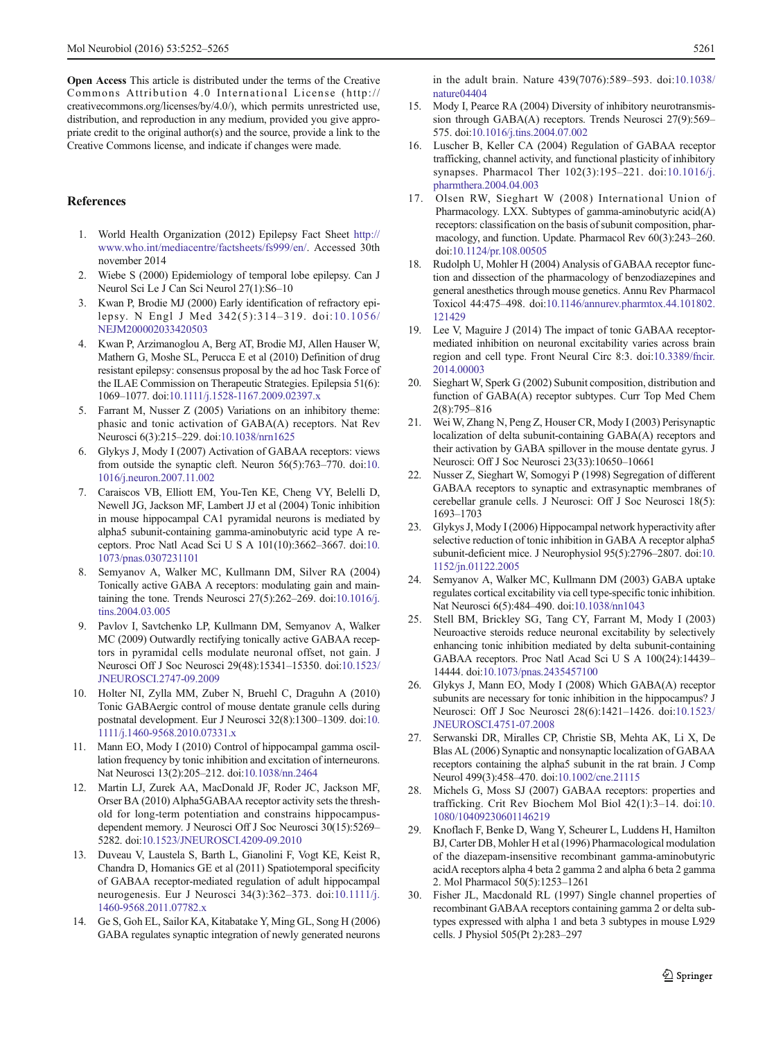**Open Access** This article is distributed under the terms of the Creative Commons Attribution 4.0 International License (http://creativecommons.org/licenses/by/4.0/), which permits unrestricted use, distribution, and reproduction in any medium, provided you give appropriate credit to the original author(s) and the source, provide a link to the Creative Commons license, and indicate if changes were made.

## References

1. World Health Organization (2012) Epilepsy Fact Sheet http://www.who.int/mediacentre/factsheets/fs999/en/. Accessed 30th november 2014
2. Wiebe S (2000) Epidemiology of temporal lobe epilepsy. Can J Neurol Sci Le J Can Sci Neurol 27(1):S6–10
3. Kwan P, Brodie MJ (2000) Early identification of refractory epilepsy. N Engl J Med 342(5):314–319. doi:10.1056/NEJM200002033420503
4. Kwan P, Arzimanoglou A, Berg AT, Brodie MJ, Allen Hauser W, Mathern G, Moshe SL, Perucca E et al (2010) Definition of drug resistant epilepsy: consensus proposal by the ad hoc Task Force of the ILAE Commission on Therapeutic Strategies. Epilepsia 51(6):1069–1077. doi:10.1111/j.1528-1167.2009.02397.x
5. Farrant M, Nusser Z (2005) Variations on an inhibitory theme: phasic and tonic activation of GABA(A) receptors. Nat Rev Neurosci 6(3):215–229. doi:10.1038/nrn1625
6. Glykys J, Mody I (2007) Activation of GABAA receptors: views from outside the synaptic cleft. Neuron 56(5):763–770. doi:10.1016/j.neuron.2007.11.002
7. Caraiscos VB, Elliott EM, You-Ten KE, Cheng VY, Belelli D, Newell JG, Jackson MF, Lambert JJ et al (2004) Tonic inhibition in mouse hippocampal CA1 pyramidal neurons is mediated by alpha5 subunit-containing gamma-aminobutyric acid type A receptors. Proc Natl Acad Sci U S A 101(10):3662–3667. doi:10.1073/pnas.0307231101
8. Semyanov A, Walker MC, Kullmann DM, Silver RA (2004) Tonically active GABA A receptors: modulating gain and maintaining the tone. Trends Neurosci 27(5):262–269. doi:10.1016/j.tins.2004.03.005
9. Pavlov I, Savtchenko LP, Kullmann DM, Semyanov A, Walker MC (2009) Outwardly rectifying tonically active GABAA receptors in pyramidal cells modulate neuronal offset, not gain. J Neurosci Off J Soc Neurosci 29(48):15341–15350. doi:10.1523/JNEUROSCI.2747-09.2009
10. Holter NI, Zylla MM, Zuber N, Bruehl C, Draguhn A (2010) Tonic GABAergic control of mouse dentate granule cells during postnatal development. Eur J Neurosci 32(8):1300–1309. doi:10.1111/j.1460-9568.2010.07331.x
11. Mann EO, Mody I (2010) Control of hippocampal gamma oscillation frequency by tonic inhibition and excitation of interneurons. Nat Neurosci 13(2):205–212. doi:10.1038/nn.2464
12. Martin LJ, Zurek AA, MacDonald JF, Roder JC, Jackson MF, Orser BA (2010) Alpha5GABAA receptor activity sets the threshold for long-term potentiation and constrains hippocampus-dependent memory. J Neurosci Off J Soc Neurosci 30(15):5269–5282. doi:10.1523/JNEUROSCI.4209-09.2010
13. Duveau V, Laustela S, Barth L, Gianolini F, Vogt KE, Keist R, Chandra D, Homanics GE et al (2011) Spatiotemporal specificity of GABAA receptor-mediated regulation of adult hippocampal neurogenesis. Eur J Neurosci 34(3):362–373. doi:10.1111/j.1460-9568.2011.07782.x
14. Ge S, Goh EL, Sailor KA, Kitabatake Y, Ming GL, Song H (2006) GABA regulates synaptic integration of newly generated neurons in the adult brain. Nature 439(7076):589–593. doi:10.1038/nature04404
15. Mody I, Pearce RA (2004) Diversity of inhibitory neurotransmission through GABA(A) receptors. Trends Neurosci 27(9):569–575. doi:10.1016/j.tins.2004.07.002
16. Luscher B, Keller CA (2004) Regulation of GABAA receptor trafficking, channel activity, and functional plasticity of inhibitory synapses. Pharmacol Ther 102(3):195–221. doi:10.1016/j.pharmthera.2004.04.003
17. Olsen RW, Sieghart W (2008) International Union of Pharmacology. LXX. Subtypes of gamma-aminobutyric acid(A) receptors: classification on the basis of subunit composition, pharmacology, and function. Update. Pharmacol Rev 60(3):243–260. doi:10.1124/pr.108.00505
18. Rudolph U, Mohler H (2004) Analysis of GABAA receptor function and dissection of the pharmacology of benzodiazepines and general anesthetics through mouse genetics. Annu Rev Pharmacol Toxicol 44:475–498. doi:10.1146/annurev.pharmtox.44.101802.121429
19. Lee V, Maguire J (2014) The impact of tonic GABAA receptor-mediated inhibition on neuronal excitability varies across brain region and cell type. Front Neural Circ 8:3. doi:10.3389/fncir.2014.00003
20. Sieghart W, Sperk G (2002) Subunit composition, distribution and function of GABA(A) receptor subtypes. Curr Top Med Chem 2(8):795–816
21. Wei W, Zhang N, Peng Z, Houser CR, Mody I (2003) Perisynaptic localization of delta subunit-containing GABA(A) receptors and their activation by GABA spillover in the mouse dentate gyrus. J Neurosci: Off J Soc Neurosci 23(33):10650–10661
22. Nusser Z, Sieghart W, Somogyi P (1998) Segregation of different GABAA receptors to synaptic and extrasynaptic membranes of cerebellar granule cells. J Neurosci: Off J Soc Neurosci 18(5):1693–1703
23. Glykys J, Mody I (2006) Hippocampal network hyperactivity after selective reduction of tonic inhibition in GABA A receptor alpha5 subunit-deficient mice. J Neurophysiol 95(5):2796–2807. doi:10.1152/jn.01122.2005
24. Semyanov A, Walker MC, Kullmann DM (2003) GABA uptake regulates cortical excitability via cell type-specific tonic inhibition. Nat Neurosci 6(5):484–490. doi:10.1038/nn1043
25. Stell BM, Brickley SG, Tang CY, Farrant M, Mody I (2003) Neuroactive steroids reduce neuronal excitability by selectively enhancing tonic inhibition mediated by delta subunit-containing GABAA receptors. Proc Natl Acad Sci U S A 100(24):14439–14444. doi:10.1073/pnas.2435457100
26. Glykys J, Mann EO, Mody I (2008) Which GABA(A) receptor subunits are necessary for tonic inhibition in the hippocampus? J Neurosci: Off J Soc Neurosci 28(6):1421–1426. doi:10.1523/JNEUROSCI.4751-07.2008
27. Serwanski DR, Miralles CP, Christie SB, Mehta AK, Li X, De Blas AL (2006) Synaptic and nonsynaptic localization of GABAA receptors containing the alpha5 subunit in the rat brain. J Comp Neurol 499(3):458–470. doi:10.1002/cne.21115
28. Michels G, Moss SJ (2007) GABAA receptors: properties and trafficking. Crit Rev Biochem Mol Biol 42(1):3–14. doi:10.1080/10409230601146219
29. Knoflach F, Benke D, Wang Y, Scheurer L, Luddens H, Hamilton BJ, Carter DB, Mohler H et al (1996) Pharmacological modulation of the diazepam-insensitive recombinant gamma-aminobutyric acidA receptors alpha 4 beta 2 gamma 2 and alpha 6 beta 2 gamma 2. Mol Pharmacol 50(5):1253–1261
30. Fisher JL, Macdonald RL (1997) Single channel properties of recombinant GABAA receptors containing gamma 2 or delta subtypes expressed with alpha 1 and beta 3 subtypes in mouse L929 cells. J Physiol 505(Pt 2):283–297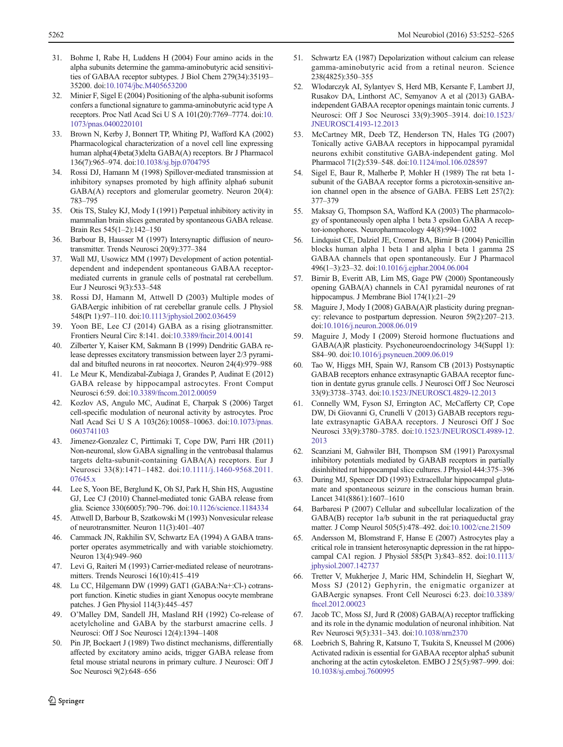31. Bohme I, Rabe H, Luddens H (2004) Four amino acids in the alpha subunits determine the gamma-aminobutyric acid sensitivities of GABAA receptor subtypes. J Biol Chem 279(34):35193–35200. doi:10.1074/jbc.M405653200
32. Minier F, Sigel E (2004) Positioning of the alpha-subunit isoforms confers a functional signature to gamma-aminobutyric acid type A receptors. Proc Natl Acad Sci U S A 101(20):7769–7774. doi:10.1073/pnas.0400220101
33. Brown N, Kerby J, Bonnert TP, Whiting PJ, Wafford KA (2002) Pharmacological characterization of a novel cell line expressing human alpha(4)beta(3)delta GABA(A) receptors. Br J Pharmacol 136(7):965–974. doi:10.1038/sj.bjp.0704795
34. Rossi DJ, Hamann M (1998) Spillover-mediated transmission at inhibitory synapses promoted by high affinity alpha6 subunit GABA(A) receptors and glomerular geometry. Neuron 20(4):783–795
35. Otis TS, Staley KJ, Mody I (1991) Perpetual inhibitory activity in mammalian brain slices generated by spontaneous GABA release. Brain Res 545(1–2):142–150
36. Barbour B, Hausser M (1997) Intersynaptic diffusion of neurotransmitter. Trends Neurosci 20(9):377–384
37. Wall MJ, Usowicz MM (1997) Development of action potential-dependent and independent spontaneous GABAA receptor-mediated currents in granule cells of postnatal rat cerebellum. Eur J Neurosci 9(3):533–548
38. Rossi DJ, Hamann M, Attwell D (2003) Multiple modes of GABAergic inhibition of rat cerebellar granule cells. J Physiol 548(Pt 1):97–110. doi:10.1113/jphysiol.2002.036459
39. Yoon BE, Lee CJ (2014) GABA as a rising gliotransmitter. Frontiers Neural Circ 8:141. doi:10.3389/fncir.2014.00141
40. Zilberter Y, Kaiser KM, Sakmann B (1999) Dendritic GABA release depresses excitatory transmission between layer 2/3 pyramidal and bitufted neurons in rat neocortex. Neuron 24(4):979–988
41. Le Meur K, Mendizabal-Zubiaga J, Grandes P, Audinat E (2012) GABA release by hippocampal astrocytes. Front Comput Neurosci 6:59. doi:10.3389/fncom.2012.00059
42. Kozlov AS, Angulo MC, Audinat E, Charpak S (2006) Target cell-specific modulation of neuronal activity by astrocytes. Proc Natl Acad Sci U S A 103(26):10058–10063. doi:10.1073/pnas.0603741103
43. Jimenez-Gonzalez C, Pirttimaki T, Cope DW, Parri HR (2011) Non-neuronal, slow GABA signalling in the ventrobasal thalamus targets delta-subunit-containing GABA(A) receptors. Eur J Neurosci 33(8):1471–1482. doi:10.1111/j.1460-9568.2011.07645.x
44. Lee S, Yoon BE, Berglund K, Oh SJ, Park H, Shin HS, Augustine GJ, Lee CJ (2010) Channel-mediated tonic GABA release from glia. Science 330(6005):790–796. doi:10.1126/science.1184334
45. Attwell D, Barbour B, Szatkowski M (1993) Nonvesicular release of neurotransmitter. Neuron 11(3):401–407
46. Cammack JN, Rakhilin SV, Schwartz EA (1994) A GABA transporter operates asymmetrically and with variable stoichiometry. Neuron 13(4):949–960
47. Levi G, Raiteri M (1993) Carrier-mediated release of neurotransmitters. Trends Neurosci 16(10):415–419
48. Lu CC, Hilgemann DW (1999) GAT1 (GABA:Na+:Cl-) cotransport function. Kinetic studies in giant Xenopus oocyte membrane patches. J Gen Physiol 114(3):445–457
49. O'Malley DM, Sandell JH, Masland RH (1992) Co-release of acetylcholine and GABA by the starburst amacrine cells. J Neurosci: Off J Soc Neurosci 12(4):1394–1408
50. Pin JP, Bockaert J (1989) Two distinct mechanisms, differentially affected by excitatory amino acids, trigger GABA release from fetal mouse striatal neurons in primary culture. J Neurosci: Off J Soc Neurosci 9(2):648–656
51. Schwartz EA (1987) Depolarization without calcium can release gamma-aminobutyric acid from a retinal neuron. Science 238(4825):350–355
52. Wlodarczyk AI, Sylantyev S, Herd MB, Kersante F, Lambert JJ, Rusakov DA, Linthorst AC, Semyanov A et al (2013) GABA-independent GABAA receptor openings maintain tonic currents. J Neurosci: Off J Soc Neurosci 33(9):3905–3914. doi:10.1523/JNEUROSCI.4193-12.2013
53. McCartney MR, Deeb TZ, Henderson TN, Hales TG (2007) Tonically active GABAA receptors in hippocampal pyramidal neurons exhibit constitutive GABA-independent gating. Mol Pharmacol 71(2):539–548. doi:10.1124/mol.106.028597
54. Sigel E, Baur R, Malherbe P, Mohler H (1989) The rat beta 1-subunit of the GABAA receptor forms a picrotoxin-sensitive anion channel open in the absence of GABA. FEBS Lett 257(2):377–379
55. Maksay G, Thompson SA, Wafford KA (2003) The pharmacology of spontaneously open alpha 1 beta 3 epsilon GABA A receptor-ionophores. Neuropharmacology 44(8):994–1002
56. Lindquist CE, Dalziel JE, Cromer BA, Birnir B (2004) Penicillin blocks human alpha 1 beta 1 and alpha 1 beta 1 gamma 2S GABAA channels that open spontaneously. Eur J Pharmacol 496(1–3):23–32. doi:10.1016/j.ejphar.2004.06.004
57. Birnir B, Everitt AB, Lim MS, Gage PW (2000) Spontaneously opening GABA(A) channels in CA1 pyramidal neurones of rat hippocampus. J Membrane Biol 174(1):21–29
58. Maguire J, Mody I (2008) GABA(A)R plasticity during pregnancy: relevance to postpartum depression. Neuron 59(2):207–213. doi:10.1016/j.neuron.2008.06.019
59. Maguire J, Mody I (2009) Steroid hormone fluctuations and GABA(A)R plasticity. Psychoneuroendocrinology 34(Suppl 1):S84–90. doi:10.1016/j.psyneuen.2009.06.019
60. Tao W, Higgs MH, Spain WJ, Ransom CB (2013) Postsynaptic GABAB receptors enhance extrasynaptic GABAA receptor function in dentate gyrus granule cells. J Neurosci Off J Soc Neurosci 33(9):3738–3743. doi:10.1523/JNEUROSCI.4829-12.2013
61. Connelly WM, Fyson SJ, Errington AC, McCafferty CP, Cope DW, Di Giovanni G, Crunelli V (2013) GABAB receptors regulate extrasynaptic GABAA receptors. J Neurosci Off J Soc Neurosci 33(9):3780–3785. doi:10.1523/JNEUROSCI.4989-12.2013
62. Scanziani M, Gahwiler BH, Thompson SM (1991) Paroxysmal inhibitory potentials mediated by GABAB receptors in partially disinhibited rat hippocampal slice cultures. J Physiol 444:375–396
63. During MJ, Spencer DD (1993) Extracellular hippocampal glutamate and spontaneous seizure in the conscious human brain. Lancet 341(8861):1607–1610
64. Barbaresi P (2007) Cellular and subcellular localization of the GABA(B) receptor 1a/b subunit in the rat periaqueductal gray matter. J Comp Neurol 505(5):478–492. doi:10.1002/cne.21509
65. Andersson M, Blomstrand F, Hanse E (2007) Astrocytes play a critical role in transient heterosynaptic depression in the rat hippocampal CA1 region. J Physiol 585(Pt 3):843–852. doi:10.1113/jphysiol.2007.142737
66. Tretter V, Mukherjee J, Maric HM, Schindelin H, Sieghart W, Moss SJ (2012) Gephyrin, the enigmatic organizer at GABAergic synapses. Front Cell Neurosci 6:23. doi:10.3389/fncel.2012.00023
67. Jacob TC, Moss SJ, Jurd R (2008) GABA(A) receptor trafficking and its role in the dynamic modulation of neuronal inhibition. Nat Rev Neurosci 9(5):331–343. doi:10.1038/nrn2370
68. Loebrich S, Bahring R, Katsuno T, Tsukita S, Kneussel M (2006) Activated radixin is essential for GABAA receptor alpha5 subunit anchoring at the actin cytoskeleton. EMBO J 25(5):987–999. doi:10.1038/sj.emboj.7600995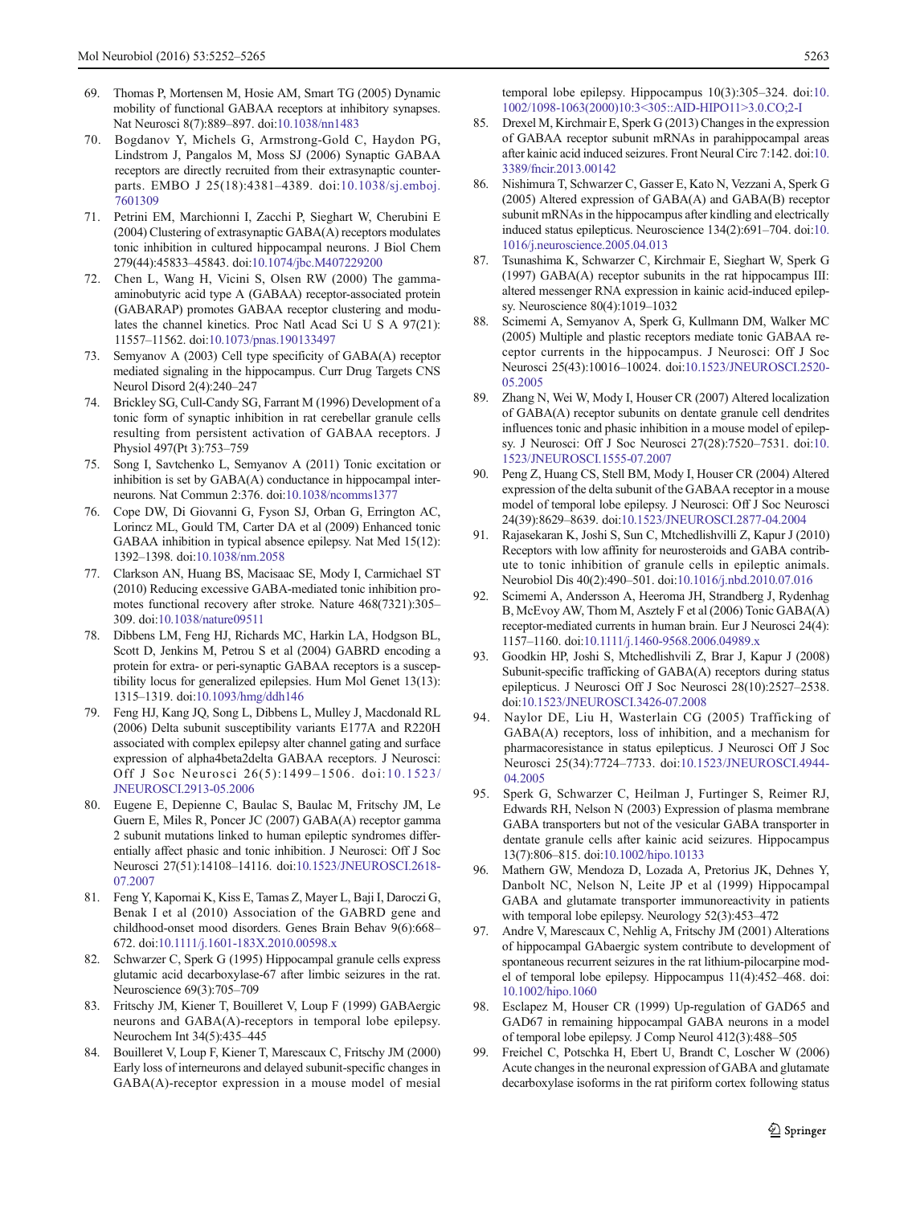69. Thomas P, Mortensen M, Hosie AM, Smart TG (2005) Dynamic mobility of functional GABAA receptors at inhibitory synapses. Nat Neurosci 8(7):889–897. doi:10.1038/nn1483
70. Bogdanov Y, Michels G, Armstrong-Gold C, Haydon PG, Lindstrom J, Pangalos M, Moss SJ (2006) Synaptic GABAA receptors are directly recruited from their extrasynaptic counterparts. EMBO J 25(18):4381–4389. doi:10.1038/sj.emboj.7601309
71. Petrini EM, Marchionni I, Zacchi P, Sieghart W, Cherubini E (2004) Clustering of extrasynaptic GABA(A) receptors modulates tonic inhibition in cultured hippocampal neurons. J Biol Chem 279(44):45833–45843. doi:10.1074/jbc.M407229200
72. Chen L, Wang H, Vicini S, Olsen RW (2000) The gamma-aminobutyric acid type A (GABAA) receptor-associated protein (GABARAP) promotes GABAA receptor clustering and modulates the channel kinetics. Proc Natl Acad Sci U S A 97(21): 11557–11562. doi:10.1073/pnas.190133497
73. Semyanov A (2003) Cell type specificity of GABA(A) receptor mediated signaling in the hippocampus. Curr Drug Targets CNS Neurol Disord 2(4):240–247
74. Brickley SG, Cull-Candy SG, Farrant M (1996) Development of a tonic form of synaptic inhibition in rat cerebellar granule cells resulting from persistent activation of GABAA receptors. J Physiol 497(Pt 3):753–759
75. Song I, Savtchenko L, Semyanov A (2011) Tonic excitation or inhibition is set by GABA(A) conductance in hippocampal interneurons. Nat Commun 2:376. doi:10.1038/ncomms1377
76. Cope DW, Di Giovanni G, Fyson SJ, Orban G, Errington AC, Lorincz ML, Gould TM, Carter DA et al (2009) Enhanced tonic GABAA inhibition in typical absence epilepsy. Nat Med 15(12): 1392–1398. doi:10.1038/nm.2058
77. Clarkson AN, Huang BS, Macisaac SE, Mody I, Carmichael ST (2010) Reducing excessive GABA-mediated tonic inhibition promotes functional recovery after stroke. Nature 468(7321):305–309. doi:10.1038/nature09511
78. Dibbens LM, Feng HJ, Richards MC, Harkin LA, Hodgson BL, Scott D, Jenkins M, Petrou S et al (2004) GABRD encoding a protein for extra- or peri-synaptic GABAA receptors is a susceptibility locus for generalized epilepsies. Hum Mol Genet 13(13): 1315–1319. doi:10.1093/hmg/ddh146
79. Feng HJ, Kang JQ, Song L, Dibbens L, Mulley J, Macdonald RL (2006) Delta subunit susceptibility variants E177A and R220H associated with complex epilepsy alter channel gating and surface expression of alpha4beta2delta GABAA receptors. J Neurosci: Off J Soc Neurosci 26(5):1499–1506. doi:10.1523/JNEUROSCI.2913-05.2006
80. Eugene E, Depienne C, Baulac S, Baulac M, Fritschy JM, Le Guern E, Miles R, Poncer JC (2007) GABA(A) receptor gamma 2 subunit mutations linked to human epileptic syndromes differentially affect phasic and tonic inhibition. J Neurosci: Off J Soc Neurosci 27(51):14108–14116. doi:10.1523/JNEUROSCI.2618-07.2007
81. Feng Y, Kapornai K, Kiss E, Tamas Z, Mayer L, Baji I, Daroczi G, Benak I et al (2010) Association of the GABRD gene and childhood-onset mood disorders. Genes Brain Behav 9(6):668–672. doi:10.1111/j.1601-183X.2010.00598.x
82. Schwarzer C, Sperk G (1995) Hippocampal granule cells express glutamic acid decarboxylase-67 after limbic seizures in the rat. Neuroscience 69(3):705–709
83. Fritschy JM, Kiener T, Bouilleret V, Loup F (1999) GABAergic neurons and GABA(A)-receptors in temporal lobe epilepsy. Neurochem Int 34(5):435–445
84. Bouilleret V, Loup F, Kiener T, Marescaux C, Fritschy JM (2000) Early loss of interneurons and delayed subunit-specific changes in GABA(A)-receptor expression in a mouse model of mesial temporal lobe epilepsy. Hippocampus 10(3):305–324. doi:10.1002/1098-1063(2000)10:3<305::AID-HIPO11>3.0.CO;2-I
85. Drexel M, Kirchmair E, Sperk G (2013) Changes in the expression of GABAA receptor subunit mRNAs in parahippocampal areas after kainic acid induced seizures. Front Neural Circ 7:142. doi:10.3389/fncir.2013.00142
86. Nishimura T, Schwarzer C, Gasser E, Kato N, Vezzani A, Sperk G (2005) Altered expression of GABA(A) and GABA(B) receptor subunit mRNAs in the hippocampus after kindling and electrically induced status epilepticus. Neuroscience 134(2):691–704. doi:10.1016/j.neuroscience.2005.04.013
87. Tsunashima K, Schwarzer C, Kirchmair E, Sieghart W, Sperk G (1997) GABA(A) receptor subunits in the rat hippocampus III: altered messenger RNA expression in kainic acid-induced epilepsy. Neuroscience 80(4):1019–1032
88. Scimemi A, Semyanov A, Sperk G, Kullmann DM, Walker MC (2005) Multiple and plastic receptors mediate tonic GABAA receptor currents in the hippocampus. J Neurosci: Off J Soc Neurosci 25(43):10016–10024. doi:10.1523/JNEUROSCI.2520-05.2005
89. Zhang N, Wei W, Mody I, Houser CR (2007) Altered localization of GABA(A) receptor subunits on dentate granule cell dendrites influences tonic and phasic inhibition in a mouse model of epilepsy. J Neurosci: Off J Soc Neurosci 27(28):7520–7531. doi:10.1523/JNEUROSCI.1555-07.2007
90. Peng Z, Huang CS, Stell BM, Mody I, Houser CR (2004) Altered expression of the delta subunit of the GABAA receptor in a mouse model of temporal lobe epilepsy. J Neurosci: Off J Soc Neurosci 24(39):8629–8639. doi:10.1523/JNEUROSCI.2877-04.2004
91. Rajasekaran K, Joshi S, Sun C, Mtchedlishvilli Z, Kapur J (2010) Receptors with low affinity for neurosteroids and GABA contribute to tonic inhibition of granule cells in epileptic animals. Neurobiol Dis 40(2):490–501. doi:10.1016/j.nbd.2010.07.016
92. Scimemi A, Andersson A, Heeroma JH, Strandberg J, Rydenhag B, McEvoy AW, Thom M, Asztely F et al (2006) Tonic GABA(A) receptor-mediated currents in human brain. Eur J Neurosci 24(4): 1157–1160. doi:10.1111/j.1460-9568.2006.04989.x
93. Goodkin HP, Joshi S, Mtchedlishvili Z, Brar J, Kapur J (2008) Subunit-specific trafficking of GABA(A) receptors during status epilepticus. J Neurosci Off J Soc Neurosci 28(10):2527–2538. doi:10.1523/JNEUROSCI.3426-07.2008
94. Naylor DE, Liu H, Wasterlain CG (2005) Trafficking of GABA(A) receptors, loss of inhibition, and a mechanism for pharmacoresistance in status epilepticus. J Neurosci Off J Soc Neurosci 25(34):7724–7733. doi:10.1523/JNEUROSCI.4944-04.2005
95. Sperk G, Schwarzer C, Heilman J, Furtinger S, Reimer RJ, Edwards RH, Nelson N (2003) Expression of plasma membrane GABA transporters but not of the vesicular GABA transporter in dentate granule cells after kainic acid seizures. Hippocampus 13(7):806–815. doi:10.1002/hipo.10133
96. Mathern GW, Mendoza D, Lozada A, Pretorius JK, Dehnes Y, Danbolt NC, Nelson N, Leite JP et al (1999) Hippocampal GABA and glutamate transporter immunoreactivity in patients with temporal lobe epilepsy. Neurology 52(3):453–472
97. Andre V, Marescaux C, Nehlig A, Fritschy JM (2001) Alterations of hippocampal GAbaergic system contribute to development of spontaneous recurrent seizures in the rat lithium-pilocarpine model of temporal lobe epilepsy. Hippocampus 11(4):452–468. doi:10.1002/hipo.1060
98. Esclapez M, Houser CR (1999) Up-regulation of GAD65 and GAD67 in remaining hippocampal GABA neurons in a model of temporal lobe epilepsy. J Comp Neurol 412(3):488–505
99. Freichel C, Potschka H, Ebert U, Brandt C, Loscher W (2006) Acute changes in the neuronal expression of GABA and glutamate decarboxylase isoforms in the rat piriform cortex following status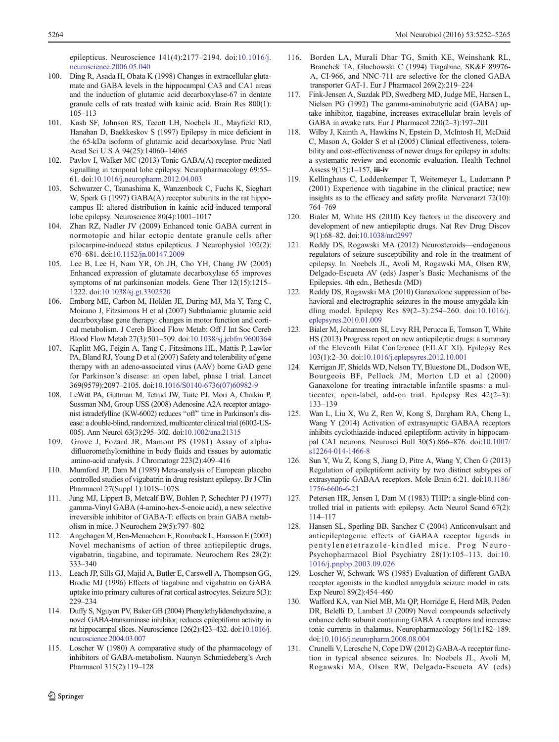epilepticus. Neuroscience 141(4):2177–2194. doi:10.1016/j.neuroscience.2006.05.040

100. Ding R, Asada H, Obata K (1998) Changes in extracellular glutamate and GABA levels in the hippocampal CA3 and CA1 areas and the induction of glutamic acid decarboxylase-67 in dentate granule cells of rats treated with kainic acid. Brain Res 800(1): 105–113
101. Kash SF, Johnson RS, Tecott LH, Noebels JL, Mayfield RD, Hanahan D, Baekkeskov S (1997) Epilepsy in mice deficient in the 65-kDa isoform of glutamic acid decarboxylase. Proc Natl Acad Sci U S A 94(25):14060–14065
102. Pavlov I, Walker MC (2013) Tonic GABA(A) receptor-mediated signalling in temporal lobe epilepsy. Neuropharmacology 69:55–61. doi:10.1016/j.neuropharm.2012.04.003
103. Schwarzer C, Tsunashima K, Wanzenbock C, Fuchs K, Sieghart W, Sperk G (1997) GABA(A) receptor subunits in the rat hippocampus II: altered distribution in kainic acid-induced temporal lobe epilepsy. Neuroscience 80(4):1001–1017
104. Zhan RZ, Nadler JV (2009) Enhanced tonic GABA current in normotopic and hilar ectopic dentate granule cells after pilocarpine-induced status epilepticus. J Neurophysiol 102(2): 670–681. doi:10.1152/jn.00147.2009
105. Lee B, Lee H, Nam YR, Oh JH, Cho YH, Chang JW (2005) Enhanced expression of glutamate decarboxylase 65 improves symptoms of rat parkinsonian models. Gene Ther 12(15):1215–1222. doi:10.1038/sj.gt.3302520
106. Emborg ME, Carbon M, Holden JE, During MJ, Ma Y, Tang C, Moirano J, Fitzsimons H et al (2007) Subthalamic glutamic acid decarboxylase gene therapy: changes in motor function and cortical metabolism. J Cereb Blood Flow Metab: Off J Int Soc Cereb Blood Flow Metab 27(3):501–509. doi:10.1038/sj.jcbfm.9600364
107. Kaplitt MG, Feigin A, Tang C, Fitzsimons HL, Mattis P, Lawlor PA, Bland RJ, Young D et al (2007) Safety and tolerability of gene therapy with an adeno-associated virus (AAV) borne GAD gene for Parkinson's disease: an open label, phase I trial. Lancet 369(9579):2097–2105. doi:10.1016/S0140-6736(07)60982-9
108. LeWitt PA, Guttman M, Tetrud JW, Tuite PJ, Mori A, Chaikin P, Sussman NM, Group USS (2008) Adenosine A2A receptor antagonist istradefylline (KW-6002) reduces "off" time in Parkinson's disease: a double-blind, randomized, multicenter clinical trial (6002-US-005). Ann Neurol 63(3):295–302. doi:10.1002/ana.21315
109. Grove J, Fozard JR, Mamont PS (1981) Assay of alpha-difluoromethylornithine in body fluids and tissues by automatic amino-acid analysis. J Chromatogr 223(2):409–416
110. Mumford JP, Dam M (1989) Meta-analysis of European placebo controlled studies of vigabatrin in drug resistant epilepsy. Br J Clin Pharmacol 27(Suppl 1):101S–107S
111. Jung MJ, Lippert B, Metcalf BW, Bohlen P, Schechter PJ (1977) gamma-Vinyl GABA (4-amino-hex-5-enoic acid), a new selective irreversible inhibitor of GABA-T: effects on brain GABA metabolism in mice. J Neurochem 29(5):797–802
112. Angehagen M, Ben-Menachem E, Ronnback L, Hansson E (2003) Novel mechanisms of action of three antiepileptic drugs, vigabatrin, tiagabine, and topiramate. Neurochem Res 28(2): 333–340
113. Leach JP, Sills GJ, Majid A, Butler E, Carswell A, Thompson GG, Brodie MJ (1996) Effects of tiagabine and vigabatrin on GABA uptake into primary cultures of rat cortical astrocytes. Seizure 5(3): 229–234
114. Duffy S, Nguyen PV, Baker GB (2004) Phenylethylidenehydrazine, a novel GABA-transaminase inhibitor, reduces epileptiform activity in rat hippocampal slices. Neuroscience 126(2):423–432. doi:10.1016/j.neuroscience.2004.03.007
115. Loscher W (1980) A comparative study of the pharmacology of inhibitors of GABA-metabolism. Naunyn Schmiedeberg's Arch Pharmacol 315(2):119–128
116. Borden LA, Murali Dhar TG, Smith KE, Weinshank RL, Branchek TA, Gluchowski C (1994) Tiagabine, SK&F 89976-A, CI-966, and NNC-711 are selective for the cloned GABA transporter GAT-1. Eur J Pharmacol 269(2):219–224
117. Fink-Jensen A, Suzdak PD, Swedberg MD, Judge ME, Hansen L, Nielsen PG (1992) The gamma-aminobutyric acid (GABA) uptake inhibitor, tiagabine, increases extracellular brain levels of GABA in awake rats. Eur J Pharmacol 220(2–3):197–201
118. Wilby J, Kainth A, Hawkins N, Epstein D, McIntosh H, McDaid C, Mason A, Golder S et al (2005) Clinical effectiveness, tolerability and cost-effectiveness of newer drugs for epilepsy in adults: a systematic review and economic evaluation. Health Technol Assess 9(15):1–157, **iii-iv**
119. Kellinghaus C, Loddenkemper T, Weitemeyer L, Ludemann P (2001) Experience with tiagabine in the clinical practice; new insights as to the efficacy and safety profile. Nervenarzt 72(10): 764–769
120. Bialer M, White HS (2010) Key factors in the discovery and development of new antiepileptic drugs. Nat Rev Drug Discov 9(1):68–82. doi:10.1038/nrd2997
121. Reddy DS, Rogawski MA (2012) Neurosteroids—endogenous regulators of seizure susceptibility and role in the treatment of epilepsy. In: Noebels JL, Avoli M, Rogawski MA, Olsen RW, Delgado-Escueta AV (eds) Jasper's Basic Mechanisms of the Epilepsies. 4th edn., Bethesda (MD)
122. Reddy DS, Rogawski MA (2010) Ganaxolone suppression of behavioral and electrographic seizures in the mouse amygdala kindling model. Epilepsy Res 89(2–3):254–260. doi:10.1016/j.eplepsyres.2010.01.009
123. Bialer M, Johannessen SI, Levy RH, Perucca E, Tomson T, White HS (2013) Progress report on new antiepileptic drugs: a summary of the Eleventh Eilat Conference (EILAT XI). Epilepsy Res 103(1):2–30. doi:10.1016/j.eplepsyres.2012.10.001
124. Kerrigan JF, Shields WD, Nelson TY, Bluestone DL, Dodson WE, Bourgeois BF, Pellock JM, Morton LD et al (2000) Ganaxolone for treating intractable infantile spasms: a multicenter, open-label, add-on trial. Epilepsy Res 42(2–3): 133–139
125. Wan L, Liu X, Wu Z, Ren W, Kong S, Dargham RA, Cheng L, Wang Y (2014) Activation of extrasynaptic GABAA receptors inhibits cyclothiazide-induced epileptiform activity in hippocampal CA1 neurons. Neurosci Bull 30(5):866–876. doi:10.1007/s12264-014-1466-8
126. Sun Y, Wu Z, Kong S, Jiang D, Pitre A, Wang Y, Chen G (2013) Regulation of epileptiform activity by two distinct subtypes of extrasynaptic GABAA receptors. Mole Brain 6:21. doi:10.1186/1756-6606-6-21
127. Petersen HR, Jensen I, Dam M (1983) THIP: a single-blind controlled trial in patients with epilepsy. Acta Neurol Scand 67(2): 114–117
128. Hansen SL, Sperling BB, Sanchez C (2004) Anticonvulsant and antiepileptogenic effects of GABAA receptor ligands in pentylenetetrazole-kindled mice. Prog Neuro-Psychopharmacol Biol Psychiatry 28(1):105–113. doi:10.1016/j.pnpbp.2003.09.026
129. Loscher W, Schwark WS (1985) Evaluation of different GABA receptor agonists in the kindled amygdala seizure model in rats. Exp Neurol 89(2):454–460
130. Wafford KA, van Niel MB, Ma QP, Horridge E, Herd MB, Peden DR, Belelli D, Lambert JJ (2009) Novel compounds selectively enhance delta subunit containing GABA A receptors and increase tonic currents in thalamus. Neuropharmacology 56(1):182–189. doi:10.1016/j.neuropharm.2008.08.004
131. Crunelli V, Leresche N, Cope DW (2012) GABA-A receptor function in typical absence seizures. In: Noebels JL, Avoli M, Rogawski MA, Olsen RW, Delgado-Escueta AV (eds)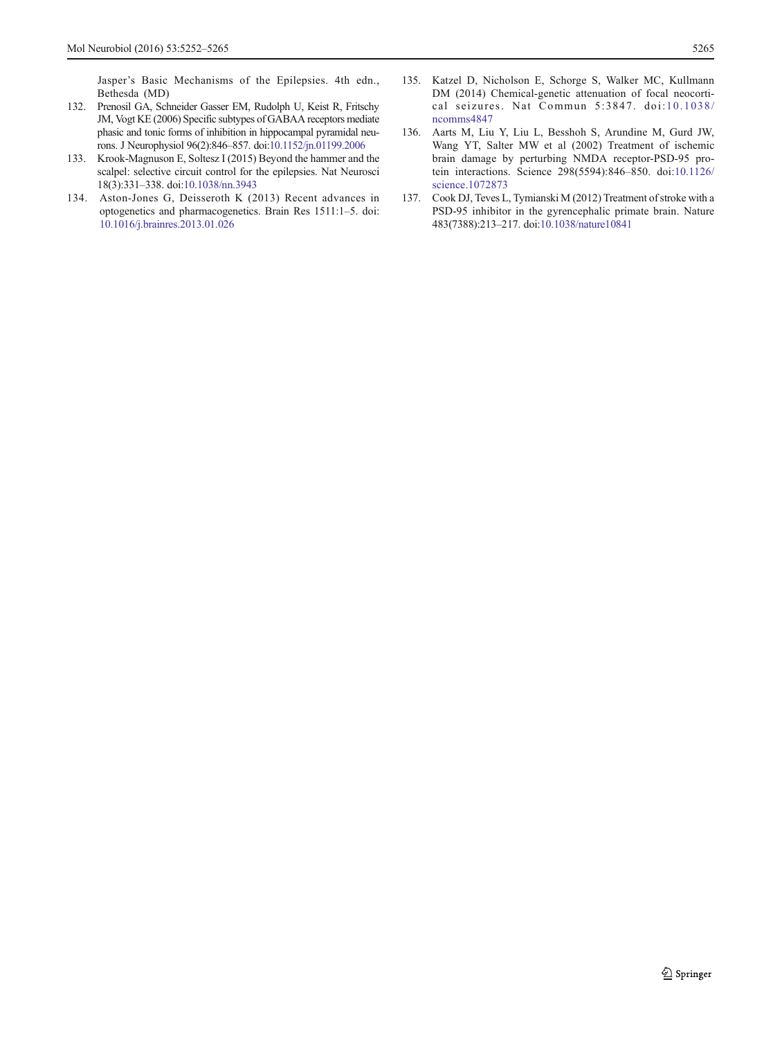Jasper's Basic Mechanisms of the Epilepsies. 4th edn., Bethesda (MD)

132. Prenosil GA, Schneider Gasser EM, Rudolph U, Keist R, Fritschy JM, Vogt KE (2006) Specific subtypes of GABAA receptors mediate phasic and tonic forms of inhibition in hippocampal pyramidal neurons. J Neurophysiol 96(2):846–857. doi:10.1152/jn.01199.2006
133. Krook-Magnuson E, Soltesz I (2015) Beyond the hammer and the scalpel: selective circuit control for the epilepsies. Nat Neurosci 18(3):331–338. doi:10.1038/nn.3943
134. Aston-Jones G, Deisseroth K (2013) Recent advances in optogenetics and pharmacogenetics. Brain Res 1511:1–5. doi:10.1016/j.brainres.2013.01.026
135. Katzel D, Nicholson E, Schorge S, Walker MC, Kullmann DM (2014) Chemical-genetic attenuation of focal neocortical seizures. Nat Commun 5:3847. doi:10.1038/ncomms4847
136. Aarts M, Liu Y, Liu L, Besshoh S, Arundine M, Gurd JW, Wang YT, Salter MW et al (2002) Treatment of ischemic brain damage by perturbing NMDA receptor-PSD-95 protein interactions. Science 298(5594):846–850. doi:10.1126/science.1072873
137. Cook DJ, Teves L, Tymianski M (2012) Treatment of stroke with a PSD-95 inhibitor in the gyrencephalic primate brain. Nature 483(7388):213–217. doi:10.1038/nature10841